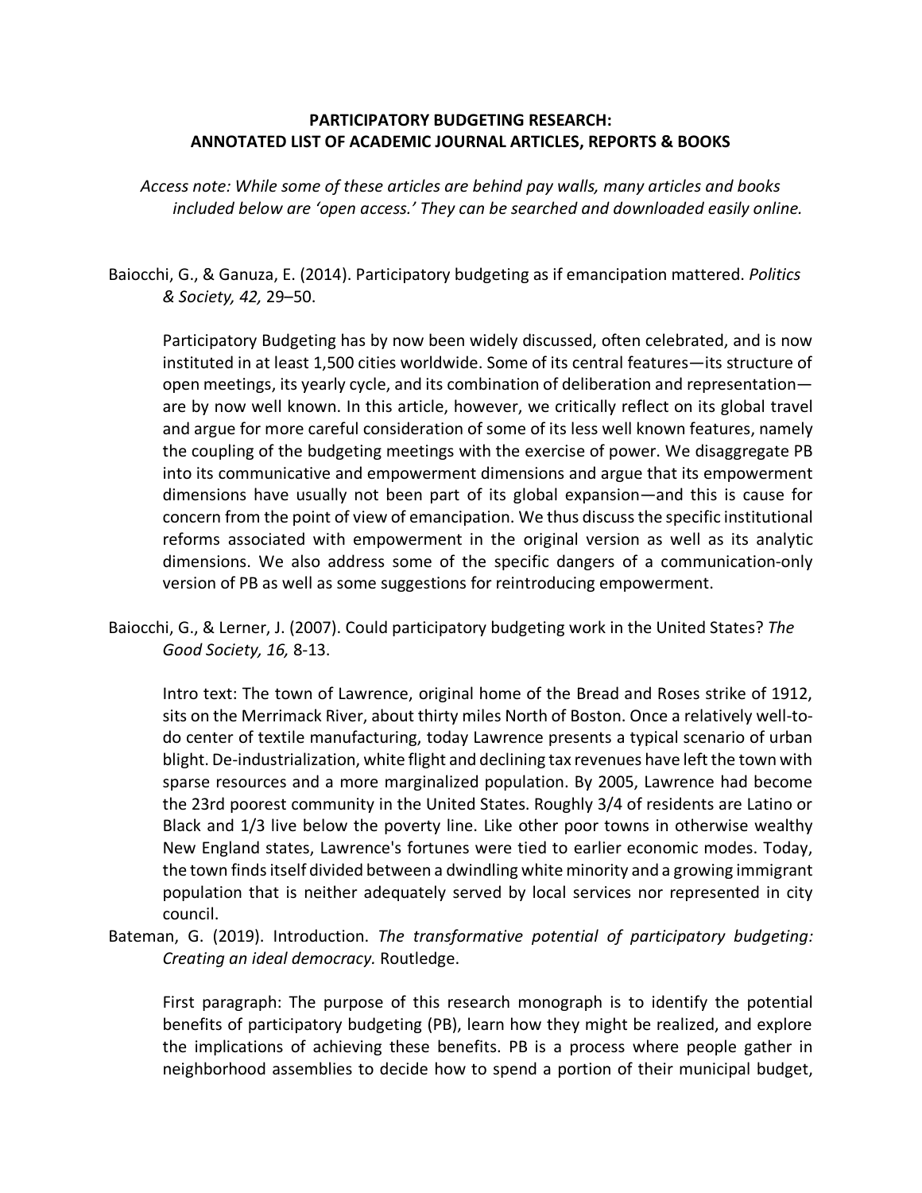# PARTICIPATORY BUDGETING RESEARCH: ANNOTATED LIST OF ACADEMIC JOURNAL ARTICLES, REPORTS & BOOKS

*Access note: While some of these articles are behind pay walls, many articles and books included below are 'open access.' They can be searched and downloaded easily online.*

Baiocchi, G., & Ganuza, E. (2014). Participatory budgeting as if emancipation mattered. *Politics & Society, 42,* 29–50.

Participatory Budgeting has by now been widely discussed, often celebrated, and is now instituted in at least 1,500 cities worldwide. Some of its central features—its structure of open meetings, its yearly cycle, and its combination of deliberation and representation—are by now well known. In this article, however, we critically reflect on its global travel and argue for more careful consideration of some of its less well known features, namely the coupling of the budgeting meetings with the exercise of power. We disaggregate PB into its communicative and empowerment dimensions and argue that its empowerment dimensions have usually not been part of its global expansion—and this is cause for concern from the point of view of emancipation. We thus discuss the specific institutional reforms associated with empowerment in the original version as well as its analytic dimensions. We also address some of the specific dangers of a communication-only version of PB as well as some suggestions for reintroducing empowerment.

Baiocchi, G., & Lerner, J. (2007). Could participatory budgeting work in the United States? *The Good Society, 16,* 8-13.

Intro text: The town of Lawrence, original home of the Bread and Roses strike of 1912, sits on the Merrimack River, about thirty miles North of Boston. Once a relatively well-to-do center of textile manufacturing, today Lawrence presents a typical scenario of urban blight. De-industrialization, white flight and declining tax revenues have left the town with sparse resources and a more marginalized population. By 2005, Lawrence had become the 23rd poorest community in the United States. Roughly 3/4 of residents are Latino or Black and 1/3 live below the poverty line. Like other poor towns in otherwise wealthy New England states, Lawrence's fortunes were tied to earlier economic modes. Today, the town finds itself divided between a dwindling white minority and a growing immigrant population that is neither adequately served by local services nor represented in city council.

Bateman, G. (2019). Introduction. *The transformative potential of participatory budgeting: Creating an ideal democracy.* Routledge.

First paragraph: The purpose of this research monograph is to identify the potential benefits of participatory budgeting (PB), learn how they might be realized, and explore the implications of achieving these benefits. PB is a process where people gather in neighborhood assemblies to decide how to spend a portion of their municipal budget,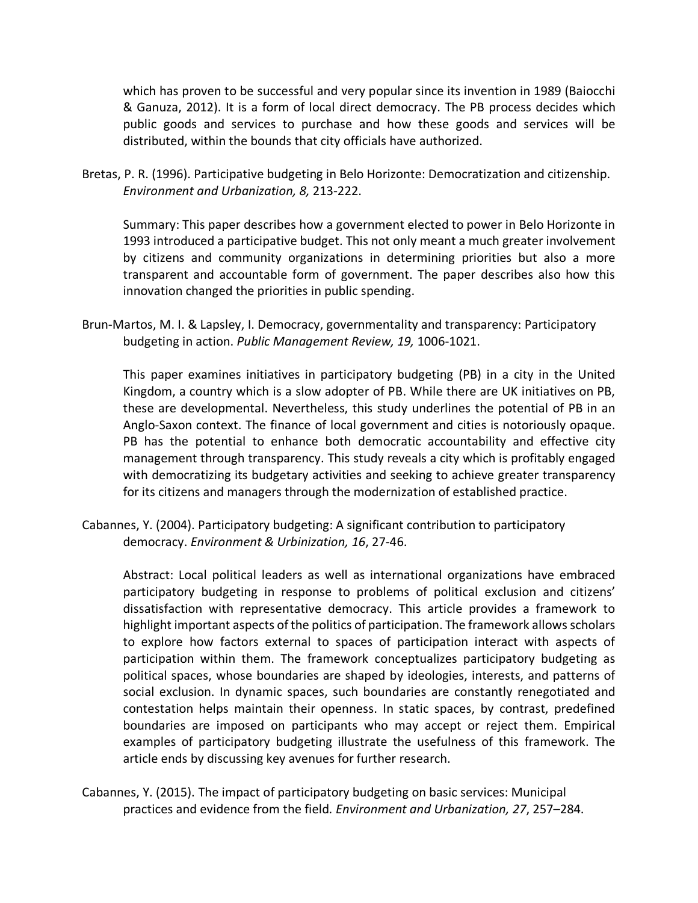which has proven to be successful and very popular since its invention in 1989 (Baiocchi & Ganuza, 2012). It is a form of local direct democracy. The PB process decides which public goods and services to purchase and how these goods and services will be distributed, within the bounds that city officials have authorized.

Bretas, P. R. (1996). Participative budgeting in Belo Horizonte: Democratization and citizenship. *Environment and Urbanization, 8,* 213-222.

Summary: This paper describes how a government elected to power in Belo Horizonte in 1993 introduced a participative budget. This not only meant a much greater involvement by citizens and community organizations in determining priorities but also a more transparent and accountable form of government. The paper describes also how this innovation changed the priorities in public spending.

Brun-Martos, M. I. & Lapsley, I. Democracy, governmentality and transparency: Participatory budgeting in action. *Public Management Review, 19,* 1006-1021.

This paper examines initiatives in participatory budgeting (PB) in a city in the United Kingdom, a country which is a slow adopter of PB. While there are UK initiatives on PB, these are developmental. Nevertheless, this study underlines the potential of PB in an Anglo-Saxon context. The finance of local government and cities is notoriously opaque. PB has the potential to enhance both democratic accountability and effective city management through transparency. This study reveals a city which is profitably engaged with democratizing its budgetary activities and seeking to achieve greater transparency for its citizens and managers through the modernization of established practice.

Cabannes, Y. (2004). Participatory budgeting: A significant contribution to participatory democracy. *Environment & Urbinization, 16*, 27-46.

Abstract: Local political leaders as well as international organizations have embraced participatory budgeting in response to problems of political exclusion and citizens' dissatisfaction with representative democracy. This article provides a framework to highlight important aspects of the politics of participation. The framework allows scholars to explore how factors external to spaces of participation interact with aspects of participation within them. The framework conceptualizes participatory budgeting as political spaces, whose boundaries are shaped by ideologies, interests, and patterns of social exclusion. In dynamic spaces, such boundaries are constantly renegotiated and contestation helps maintain their openness. In static spaces, by contrast, predefined boundaries are imposed on participants who may accept or reject them. Empirical examples of participatory budgeting illustrate the usefulness of this framework. The article ends by discussing key avenues for further research.

Cabannes, Y. (2015). The impact of participatory budgeting on basic services: Municipal practices and evidence from the field. *Environment and Urbanization, 27*, 257–284.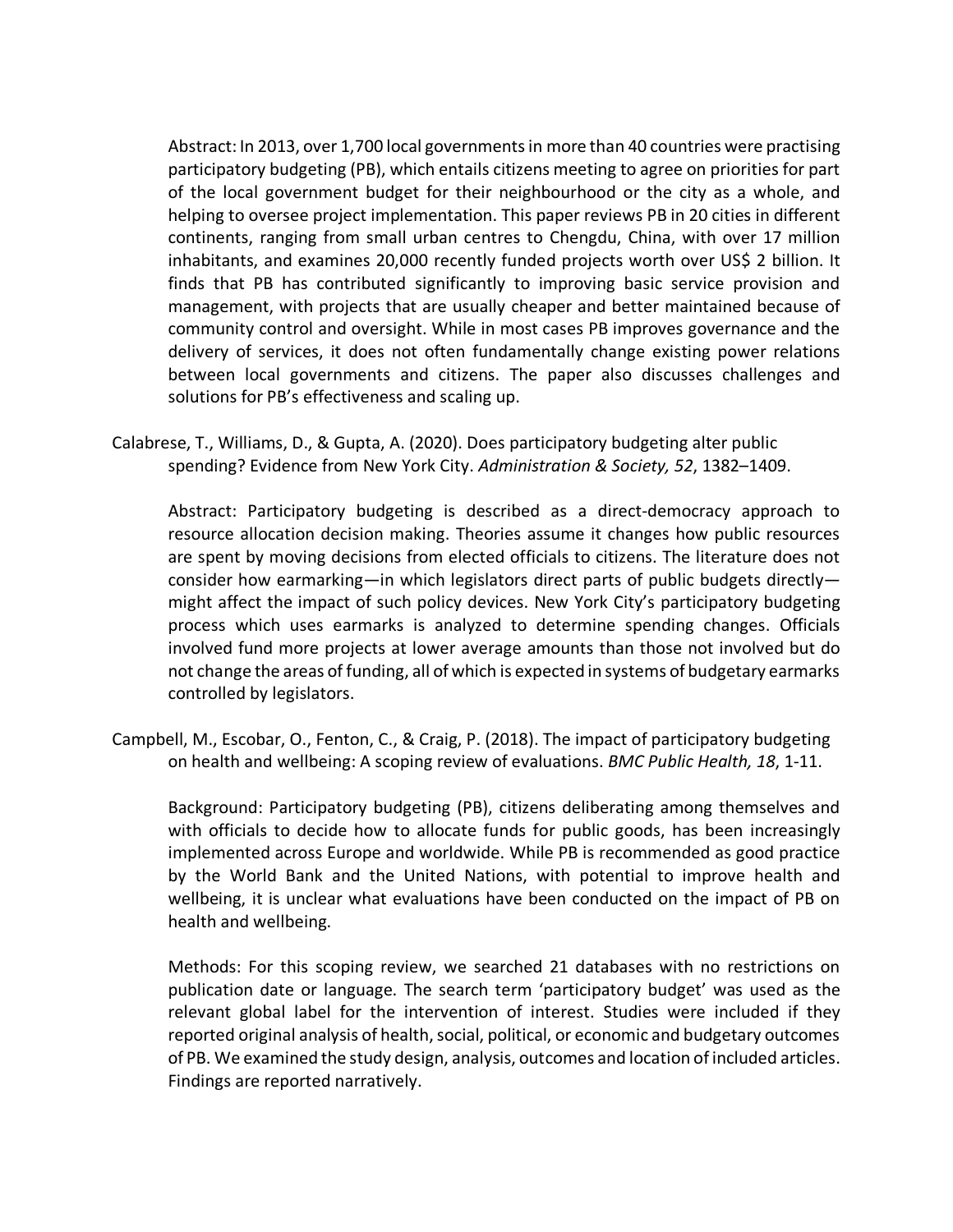Abstract: In 2013, over 1,700 local governments in more than 40 countries were practising participatory budgeting (PB), which entails citizens meeting to agree on priorities for part of the local government budget for their neighbourhood or the city as a whole, and helping to oversee project implementation. This paper reviews PB in 20 cities in different continents, ranging from small urban centres to Chengdu, China, with over 17 million inhabitants, and examines 20,000 recently funded projects worth over US$ 2 billion. It finds that PB has contributed significantly to improving basic service provision and management, with projects that are usually cheaper and better maintained because of community control and oversight. While in most cases PB improves governance and the delivery of services, it does not often fundamentally change existing power relations between local governments and citizens. The paper also discusses challenges and solutions for PB's effectiveness and scaling up.

Calabrese, T., Williams, D., & Gupta, A. (2020). Does participatory budgeting alter public spending? Evidence from New York City. *Administration & Society, 52*, 1382–1409.

Abstract: Participatory budgeting is described as a direct-democracy approach to resource allocation decision making. Theories assume it changes how public resources are spent by moving decisions from elected officials to citizens. The literature does not consider how earmarking—in which legislators direct parts of public budgets directly—might affect the impact of such policy devices. New York City's participatory budgeting process which uses earmarks is analyzed to determine spending changes. Officials involved fund more projects at lower average amounts than those not involved but do not change the areas of funding, all of which is expected in systems of budgetary earmarks controlled by legislators.

Campbell, M., Escobar, O., Fenton, C., & Craig, P. (2018). The impact of participatory budgeting on health and wellbeing: A scoping review of evaluations. *BMC Public Health, 18*, 1-11.

Background: Participatory budgeting (PB), citizens deliberating among themselves and with officials to decide how to allocate funds for public goods, has been increasingly implemented across Europe and worldwide. While PB is recommended as good practice by the World Bank and the United Nations, with potential to improve health and wellbeing, it is unclear what evaluations have been conducted on the impact of PB on health and wellbeing.

Methods: For this scoping review, we searched 21 databases with no restrictions on publication date or language. The search term 'participatory budget' was used as the relevant global label for the intervention of interest. Studies were included if they reported original analysis of health, social, political, or economic and budgetary outcomes of PB. We examined the study design, analysis, outcomes and location of included articles. Findings are reported narratively.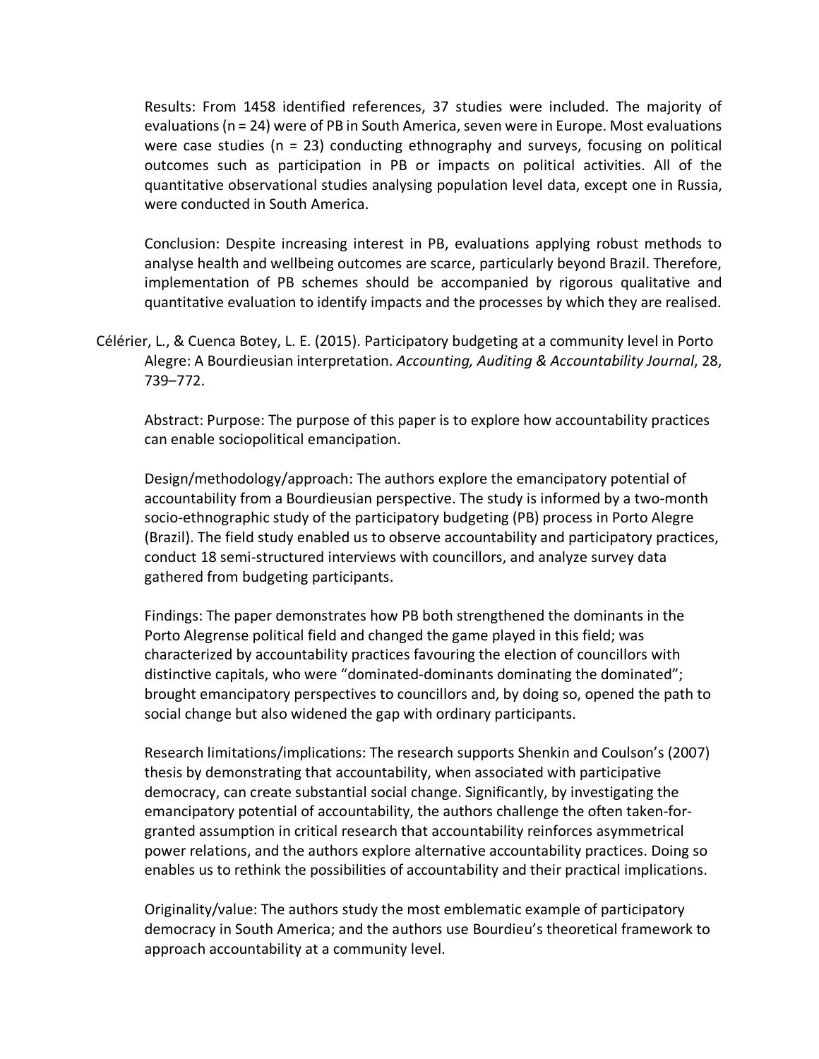Results: From 1458 identified references, 37 studies were included. The majority of evaluations (n = 24) were of PB in South America, seven were in Europe. Most evaluations were case studies (n = 23) conducting ethnography and surveys, focusing on political outcomes such as participation in PB or impacts on political activities. All of the quantitative observational studies analysing population level data, except one in Russia, were conducted in South America.

Conclusion: Despite increasing interest in PB, evaluations applying robust methods to analyse health and wellbeing outcomes are scarce, particularly beyond Brazil. Therefore, implementation of PB schemes should be accompanied by rigorous qualitative and quantitative evaluation to identify impacts and the processes by which they are realised.

Célérier, L., & Cuenca Botey, L. E. (2015). Participatory budgeting at a community level in Porto Alegre: A Bourdieusian interpretation. *Accounting, Auditing & Accountability Journal*, 28, 739–772.

Abstract: Purpose: The purpose of this paper is to explore how accountability practices can enable sociopolitical emancipation.

Design/methodology/approach: The authors explore the emancipatory potential of accountability from a Bourdieusian perspective. The study is informed by a two-month socio-ethnographic study of the participatory budgeting (PB) process in Porto Alegre (Brazil). The field study enabled us to observe accountability and participatory practices, conduct 18 semi-structured interviews with councillors, and analyze survey data gathered from budgeting participants.

Findings: The paper demonstrates how PB both strengthened the dominants in the Porto Alegrense political field and changed the game played in this field; was characterized by accountability practices favouring the election of councillors with distinctive capitals, who were "dominated-dominants dominating the dominated"; brought emancipatory perspectives to councillors and, by doing so, opened the path to social change but also widened the gap with ordinary participants.

Research limitations/implications: The research supports Shenkin and Coulson's (2007) thesis by demonstrating that accountability, when associated with participative democracy, can create substantial social change. Significantly, by investigating the emancipatory potential of accountability, the authors challenge the often taken-for-granted assumption in critical research that accountability reinforces asymmetrical power relations, and the authors explore alternative accountability practices. Doing so enables us to rethink the possibilities of accountability and their practical implications.

Originality/value: The authors study the most emblematic example of participatory democracy in South America; and the authors use Bourdieu's theoretical framework to approach accountability at a community level.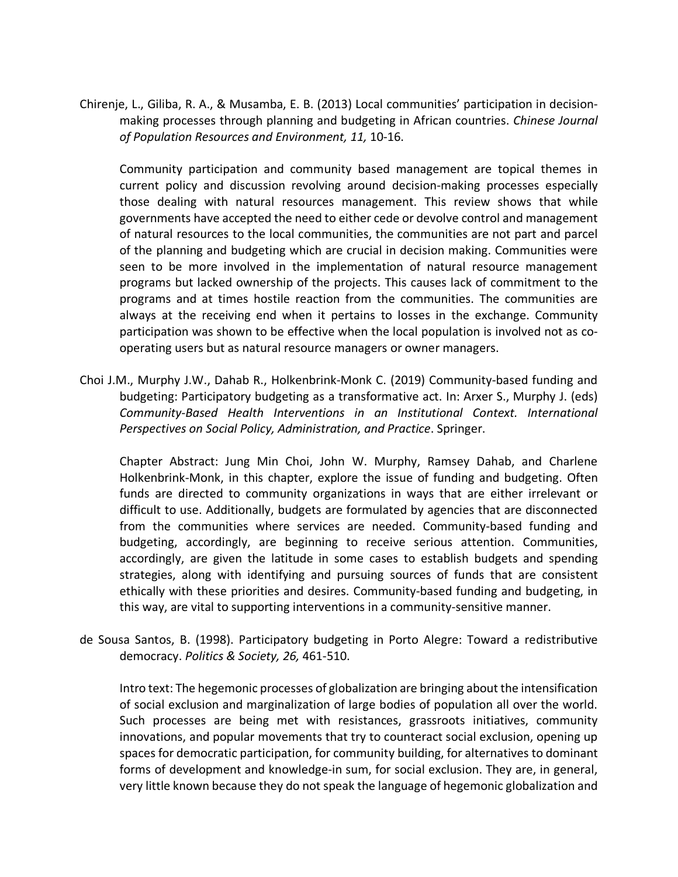Chirenje, L., Giliba, R. A., & Musamba, E. B. (2013) Local communities' participation in decision-making processes through planning and budgeting in African countries. *Chinese Journal of Population Resources and Environment, 11,* 10-16.

Community participation and community based management are topical themes in current policy and discussion revolving around decision-making processes especially those dealing with natural resources management. This review shows that while governments have accepted the need to either cede or devolve control and management of natural resources to the local communities, the communities are not part and parcel of the planning and budgeting which are crucial in decision making. Communities were seen to be more involved in the implementation of natural resource management programs but lacked ownership of the projects. This causes lack of commitment to the programs and at times hostile reaction from the communities. The communities are always at the receiving end when it pertains to losses in the exchange. Community participation was shown to be effective when the local population is involved not as co-operating users but as natural resource managers or owner managers.

Choi J.M., Murphy J.W., Dahab R., Holkenbrink-Monk C. (2019) Community-based funding and budgeting: Participatory budgeting as a transformative act. In: Arxer S., Murphy J. (eds) *Community-Based Health Interventions in an Institutional Context. International Perspectives on Social Policy, Administration, and Practice*. Springer.

Chapter Abstract: Jung Min Choi, John W. Murphy, Ramsey Dahab, and Charlene Holkenbrink-Monk, in this chapter, explore the issue of funding and budgeting. Often funds are directed to community organizations in ways that are either irrelevant or difficult to use. Additionally, budgets are formulated by agencies that are disconnected from the communities where services are needed. Community-based funding and budgeting, accordingly, are beginning to receive serious attention. Communities, accordingly, are given the latitude in some cases to establish budgets and spending strategies, along with identifying and pursuing sources of funds that are consistent ethically with these priorities and desires. Community-based funding and budgeting, in this way, are vital to supporting interventions in a community-sensitive manner.

de Sousa Santos, B. (1998). Participatory budgeting in Porto Alegre: Toward a redistributive democracy. *Politics & Society, 26,* 461-510.

Intro text: The hegemonic processes of globalization are bringing about the intensification of social exclusion and marginalization of large bodies of population all over the world. Such processes are being met with resistances, grassroots initiatives, community innovations, and popular movements that try to counteract social exclusion, opening up spaces for democratic participation, for community building, for alternatives to dominant forms of development and knowledge-in sum, for social exclusion. They are, in general, very little known because they do not speak the language of hegemonic globalization and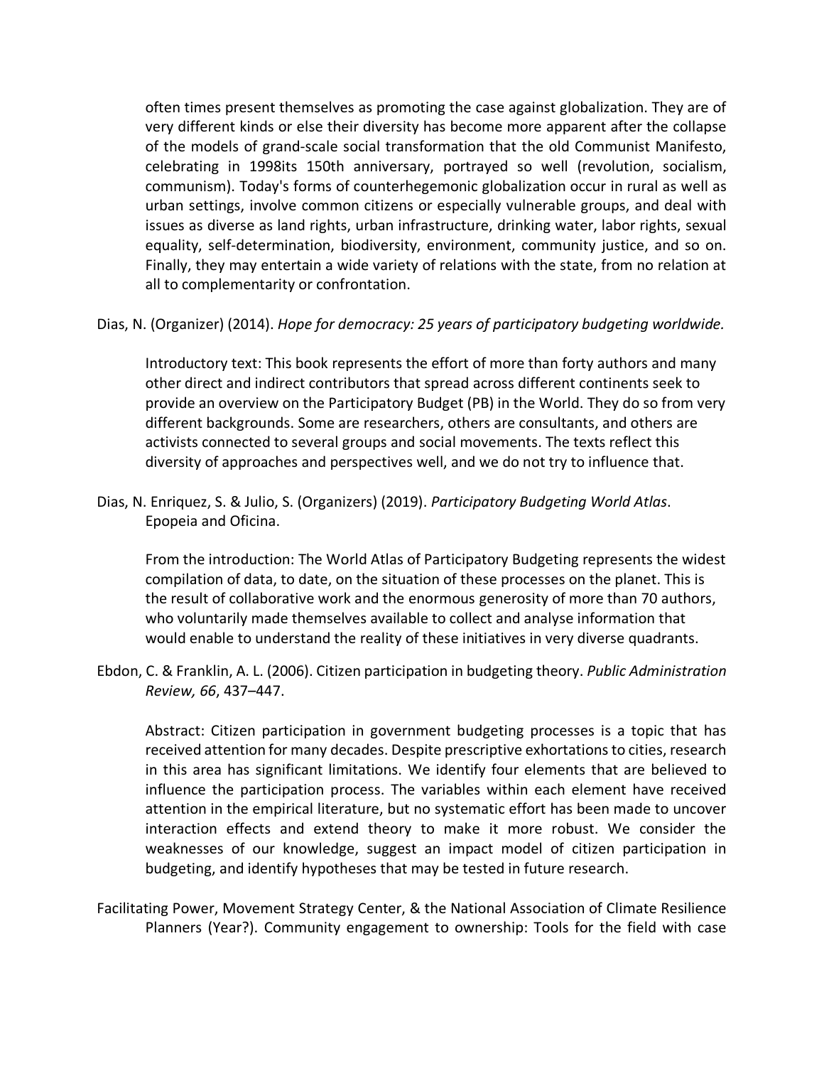often times present themselves as promoting the case against globalization. They are of very different kinds or else their diversity has become more apparent after the collapse of the models of grand-scale social transformation that the old Communist Manifesto, celebrating in 1998its 150th anniversary, portrayed so well (revolution, socialism, communism). Today's forms of counterhegemonic globalization occur in rural as well as urban settings, involve common citizens or especially vulnerable groups, and deal with issues as diverse as land rights, urban infrastructure, drinking water, labor rights, sexual equality, self-determination, biodiversity, environment, community justice, and so on. Finally, they may entertain a wide variety of relations with the state, from no relation at all to complementarity or confrontation.

Dias, N. (Organizer) (2014). *Hope for democracy: 25 years of participatory budgeting worldwide.*

> Introductory text: This book represents the effort of more than forty authors and many other direct and indirect contributors that spread across different continents seek to provide an overview on the Participatory Budget (PB) in the World. They do so from very different backgrounds. Some are researchers, others are consultants, and others are activists connected to several groups and social movements. The texts reflect this diversity of approaches and perspectives well, and we do not try to influence that.

Dias, N. Enriquez, S. & Julio, S. (Organizers) (2019). *Participatory Budgeting World Atlas*. Epopeia and Oficina.

> From the introduction: The World Atlas of Participatory Budgeting represents the widest compilation of data, to date, on the situation of these processes on the planet. This is the result of collaborative work and the enormous generosity of more than 70 authors, who voluntarily made themselves available to collect and analyse information that would enable to understand the reality of these initiatives in very diverse quadrants.

Ebdon, C. & Franklin, A. L. (2006). Citizen participation in budgeting theory. *Public Administration Review, 66*, 437–447.

> Abstract: Citizen participation in government budgeting processes is a topic that has received attention for many decades. Despite prescriptive exhortations to cities, research in this area has significant limitations. We identify four elements that are believed to influence the participation process. The variables within each element have received attention in the empirical literature, but no systematic effort has been made to uncover interaction effects and extend theory to make it more robust. We consider the weaknesses of our knowledge, suggest an impact model of citizen participation in budgeting, and identify hypotheses that may be tested in future research.

Facilitating Power, Movement Strategy Center, & the National Association of Climate Resilience Planners (Year?). Community engagement to ownership: Tools for the field with case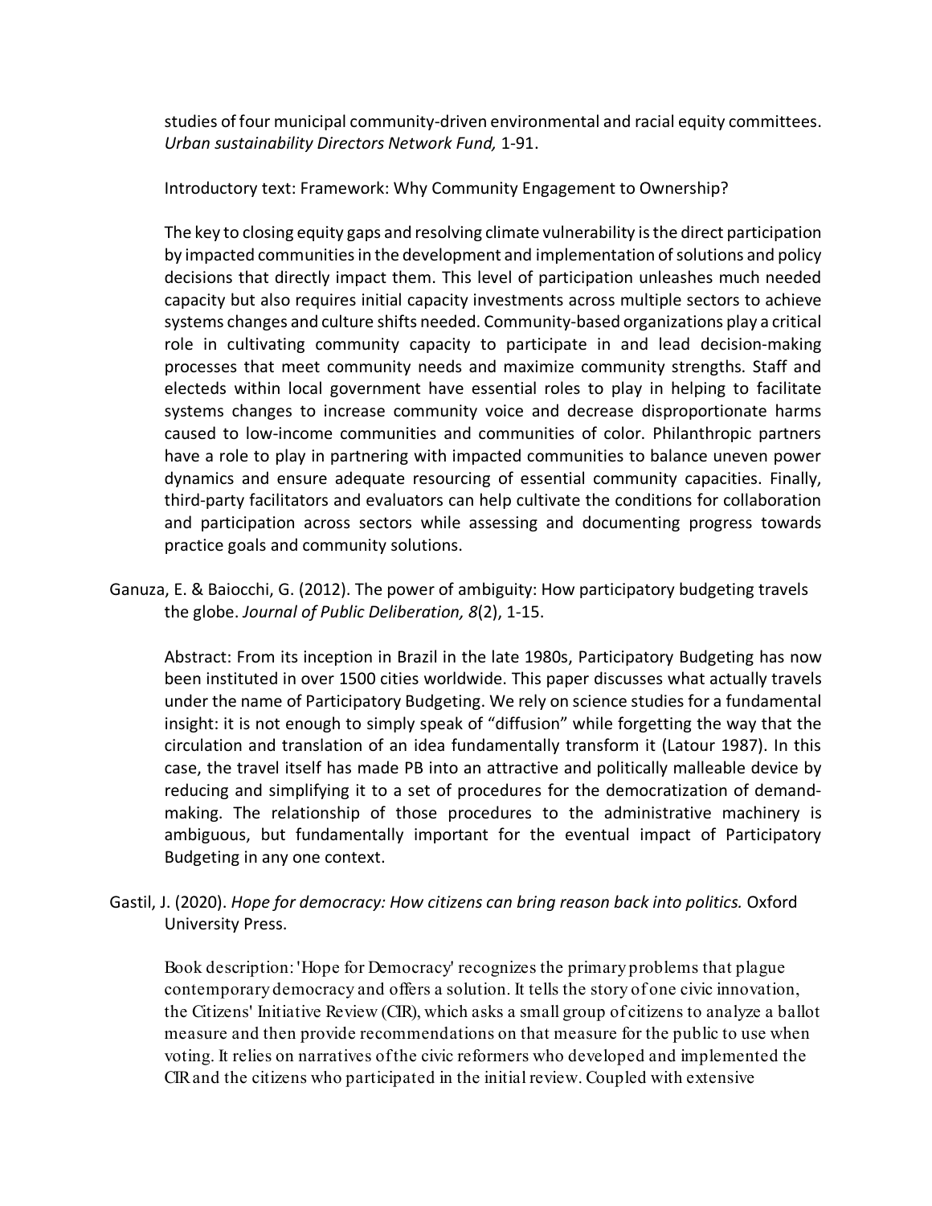studies of four municipal community-driven environmental and racial equity committees. *Urban sustainability Directors Network Fund,* 1-91.

Introductory text: Framework: Why Community Engagement to Ownership?

The key to closing equity gaps and resolving climate vulnerability is the direct participation by impacted communities in the development and implementation of solutions and policy decisions that directly impact them. This level of participation unleashes much needed capacity but also requires initial capacity investments across multiple sectors to achieve systems changes and culture shifts needed. Community-based organizations play a critical role in cultivating community capacity to participate in and lead decision-making processes that meet community needs and maximize community strengths. Staff and electeds within local government have essential roles to play in helping to facilitate systems changes to increase community voice and decrease disproportionate harms caused to low-income communities and communities of color. Philanthropic partners have a role to play in partnering with impacted communities to balance uneven power dynamics and ensure adequate resourcing of essential community capacities. Finally, third-party facilitators and evaluators can help cultivate the conditions for collaboration and participation across sectors while assessing and documenting progress towards practice goals and community solutions.

Ganuza, E. & Baiocchi, G. (2012). The power of ambiguity: How participatory budgeting travels the globe. *Journal of Public Deliberation, 8*(2), 1-15.

Abstract: From its inception in Brazil in the late 1980s, Participatory Budgeting has now been instituted in over 1500 cities worldwide. This paper discusses what actually travels under the name of Participatory Budgeting. We rely on science studies for a fundamental insight: it is not enough to simply speak of "diffusion" while forgetting the way that the circulation and translation of an idea fundamentally transform it (Latour 1987). In this case, the travel itself has made PB into an attractive and politically malleable device by reducing and simplifying it to a set of procedures for the democratization of demand-making. The relationship of those procedures to the administrative machinery is ambiguous, but fundamentally important for the eventual impact of Participatory Budgeting in any one context.

Gastil, J. (2020). *Hope for democracy: How citizens can bring reason back into politics.* Oxford University Press.

Book description: 'Hope for Democracy' recognizes the primary problems that plague contemporary democracy and offers a solution. It tells the story of one civic innovation, the Citizens' Initiative Review (CIR), which asks a small group of citizens to analyze a ballot measure and then provide recommendations on that measure for the public to use when voting. It relies on narratives of the civic reformers who developed and implemented the CIR and the citizens who participated in the initial review. Coupled with extensive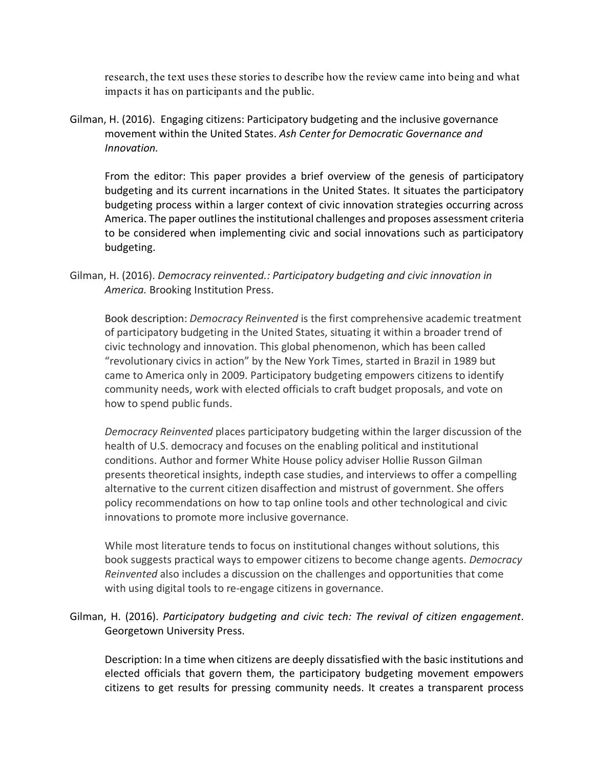research, the text uses these stories to describe how the review came into being and what impacts it has on participants and the public.

Gilman, H. (2016). Engaging citizens: Participatory budgeting and the inclusive governance movement within the United States. *Ash Center for Democratic Governance and Innovation.*

From the editor: This paper provides a brief overview of the genesis of participatory budgeting and its current incarnations in the United States. It situates the participatory budgeting process within a larger context of civic innovation strategies occurring across America. The paper outlines the institutional challenges and proposes assessment criteria to be considered when implementing civic and social innovations such as participatory budgeting.

Gilman, H. (2016). *Democracy reinvented.: Participatory budgeting and civic innovation in America.* Brooking Institution Press.

Book description: *Democracy Reinvented* is the first comprehensive academic treatment of participatory budgeting in the United States, situating it within a broader trend of civic technology and innovation. This global phenomenon, which has been called "revolutionary civics in action" by the New York Times, started in Brazil in 1989 but came to America only in 2009. Participatory budgeting empowers citizens to identify community needs, work with elected officials to craft budget proposals, and vote on how to spend public funds.

*Democracy Reinvented* places participatory budgeting within the larger discussion of the health of U.S. democracy and focuses on the enabling political and institutional conditions. Author and former White House policy adviser Hollie Russon Gilman presents theoretical insights, indepth case studies, and interviews to offer a compelling alternative to the current citizen disaffection and mistrust of government. She offers policy recommendations on how to tap online tools and other technological and civic innovations to promote more inclusive governance.

While most literature tends to focus on institutional changes without solutions, this book suggests practical ways to empower citizens to become change agents. *Democracy Reinvented* also includes a discussion on the challenges and opportunities that come with using digital tools to re-engage citizens in governance.

Gilman, H. (2016). *Participatory budgeting and civic tech: The revival of citizen engagement*. Georgetown University Press.

Description: In a time when citizens are deeply dissatisfied with the basic institutions and elected officials that govern them, the participatory budgeting movement empowers citizens to get results for pressing community needs. It creates a transparent process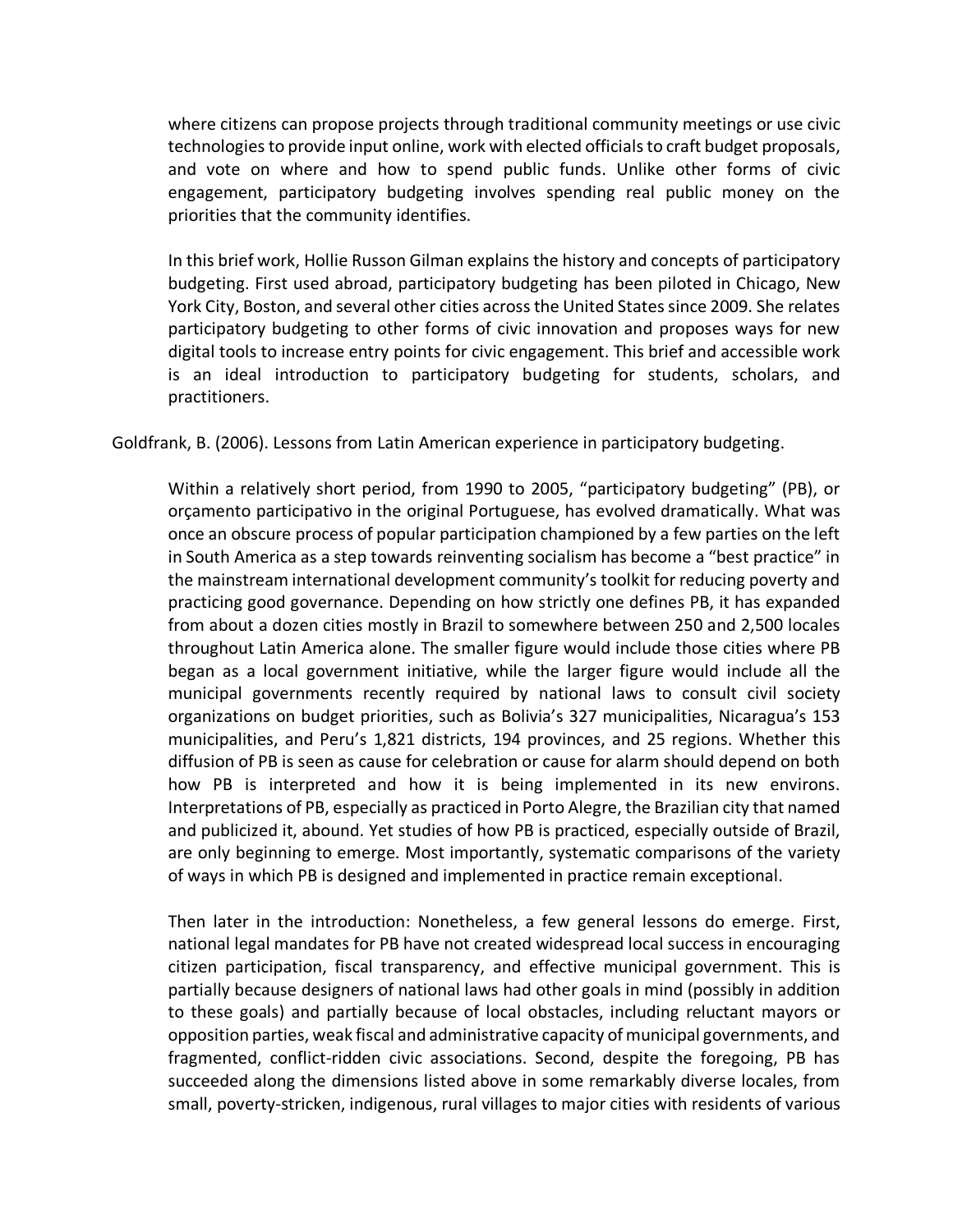where citizens can propose projects through traditional community meetings or use civic technologies to provide input online, work with elected officials to craft budget proposals, and vote on where and how to spend public funds. Unlike other forms of civic engagement, participatory budgeting involves spending real public money on the priorities that the community identifies.

In this brief work, Hollie Russon Gilman explains the history and concepts of participatory budgeting. First used abroad, participatory budgeting has been piloted in Chicago, New York City, Boston, and several other cities across the United States since 2009. She relates participatory budgeting to other forms of civic innovation and proposes ways for new digital tools to increase entry points for civic engagement. This brief and accessible work is an ideal introduction to participatory budgeting for students, scholars, and practitioners.

Goldfrank, B. (2006). Lessons from Latin American experience in participatory budgeting.

Within a relatively short period, from 1990 to 2005, "participatory budgeting" (PB), or orçamento participativo in the original Portuguese, has evolved dramatically. What was once an obscure process of popular participation championed by a few parties on the left in South America as a step towards reinventing socialism has become a "best practice" in the mainstream international development community's toolkit for reducing poverty and practicing good governance. Depending on how strictly one defines PB, it has expanded from about a dozen cities mostly in Brazil to somewhere between 250 and 2,500 locales throughout Latin America alone. The smaller figure would include those cities where PB began as a local government initiative, while the larger figure would include all the municipal governments recently required by national laws to consult civil society organizations on budget priorities, such as Bolivia's 327 municipalities, Nicaragua's 153 municipalities, and Peru's 1,821 districts, 194 provinces, and 25 regions. Whether this diffusion of PB is seen as cause for celebration or cause for alarm should depend on both how PB is interpreted and how it is being implemented in its new environs. Interpretations of PB, especially as practiced in Porto Alegre, the Brazilian city that named and publicized it, abound. Yet studies of how PB is practiced, especially outside of Brazil, are only beginning to emerge. Most importantly, systematic comparisons of the variety of ways in which PB is designed and implemented in practice remain exceptional.

Then later in the introduction: Nonetheless, a few general lessons do emerge. First, national legal mandates for PB have not created widespread local success in encouraging citizen participation, fiscal transparency, and effective municipal government. This is partially because designers of national laws had other goals in mind (possibly in addition to these goals) and partially because of local obstacles, including reluctant mayors or opposition parties, weak fiscal and administrative capacity of municipal governments, and fragmented, conflict-ridden civic associations. Second, despite the foregoing, PB has succeeded along the dimensions listed above in some remarkably diverse locales, from small, poverty-stricken, indigenous, rural villages to major cities with residents of various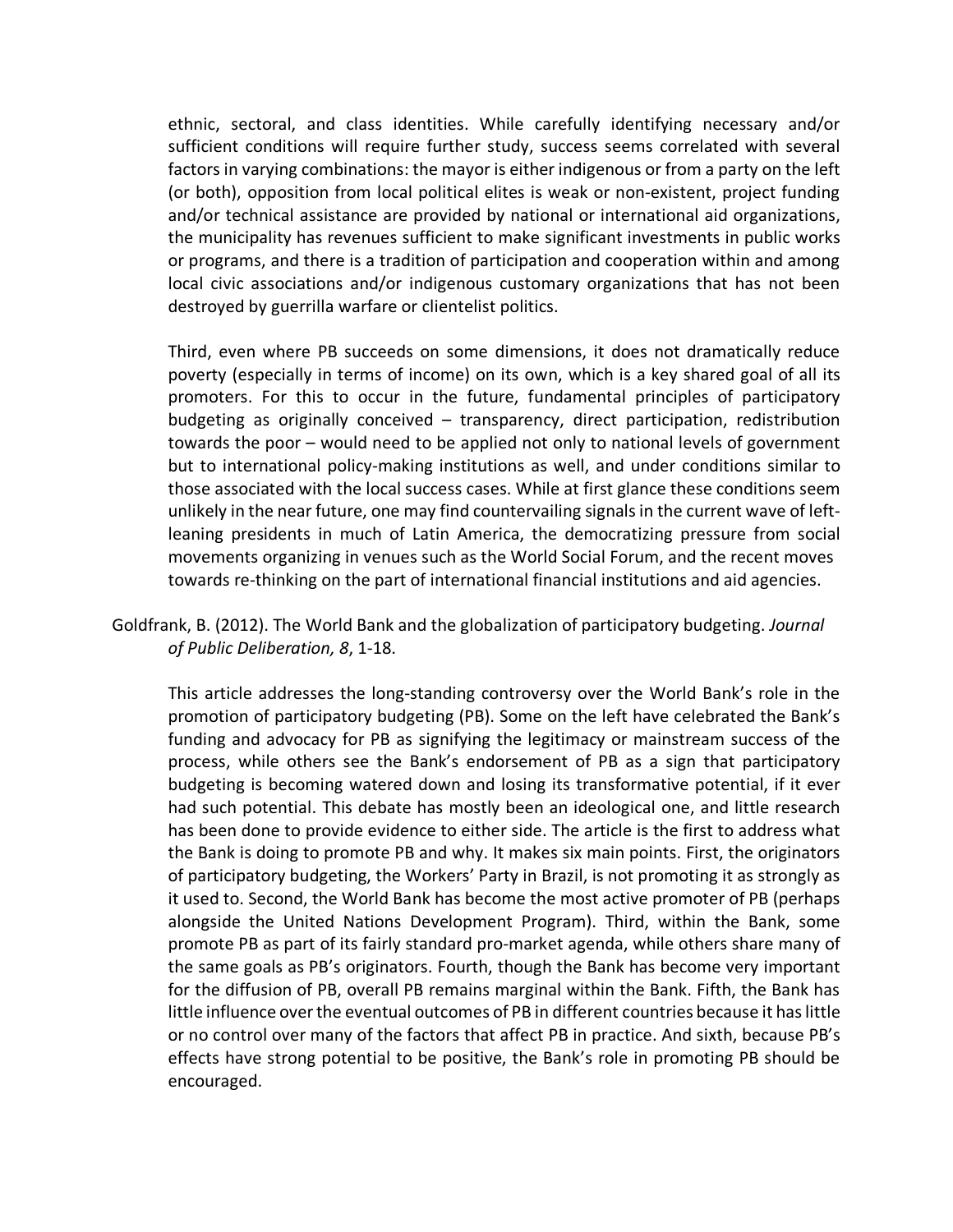ethnic, sectoral, and class identities. While carefully identifying necessary and/or sufficient conditions will require further study, success seems correlated with several factors in varying combinations: the mayor is either indigenous or from a party on the left (or both), opposition from local political elites is weak or non-existent, project funding and/or technical assistance are provided by national or international aid organizations, the municipality has revenues sufficient to make significant investments in public works or programs, and there is a tradition of participation and cooperation within and among local civic associations and/or indigenous customary organizations that has not been destroyed by guerrilla warfare or clientelist politics.

Third, even where PB succeeds on some dimensions, it does not dramatically reduce poverty (especially in terms of income) on its own, which is a key shared goal of all its promoters. For this to occur in the future, fundamental principles of participatory budgeting as originally conceived – transparency, direct participation, redistribution towards the poor – would need to be applied not only to national levels of government but to international policy-making institutions as well, and under conditions similar to those associated with the local success cases. While at first glance these conditions seem unlikely in the near future, one may find countervailing signals in the current wave of left-leaning presidents in much of Latin America, the democratizing pressure from social movements organizing in venues such as the World Social Forum, and the recent moves towards re-thinking on the part of international financial institutions and aid agencies.

Goldfrank, B. (2012). The World Bank and the globalization of participatory budgeting. *Journal of Public Deliberation, 8*, 1-18.

This article addresses the long-standing controversy over the World Bank's role in the promotion of participatory budgeting (PB). Some on the left have celebrated the Bank's funding and advocacy for PB as signifying the legitimacy or mainstream success of the process, while others see the Bank's endorsement of PB as a sign that participatory budgeting is becoming watered down and losing its transformative potential, if it ever had such potential. This debate has mostly been an ideological one, and little research has been done to provide evidence to either side. The article is the first to address what the Bank is doing to promote PB and why. It makes six main points. First, the originators of participatory budgeting, the Workers' Party in Brazil, is not promoting it as strongly as it used to. Second, the World Bank has become the most active promoter of PB (perhaps alongside the United Nations Development Program). Third, within the Bank, some promote PB as part of its fairly standard pro-market agenda, while others share many of the same goals as PB's originators. Fourth, though the Bank has become very important for the diffusion of PB, overall PB remains marginal within the Bank. Fifth, the Bank has little influence over the eventual outcomes of PB in different countries because it has little or no control over many of the factors that affect PB in practice. And sixth, because PB's effects have strong potential to be positive, the Bank's role in promoting PB should be encouraged.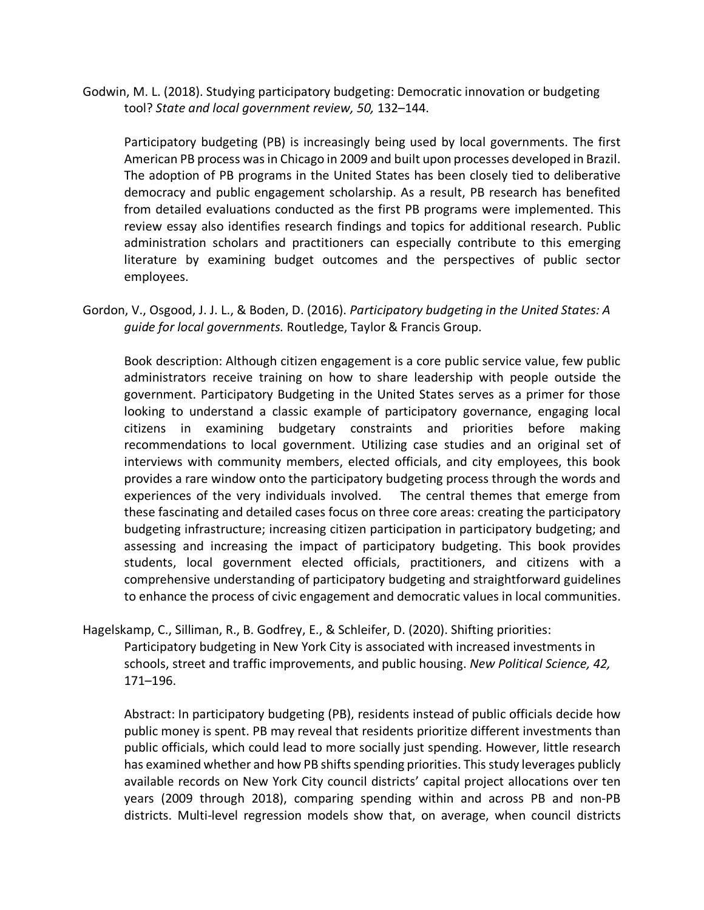Godwin, M. L. (2018). Studying participatory budgeting: Democratic innovation or budgeting tool? *State and local government review, 50,* 132–144.

Participatory budgeting (PB) is increasingly being used by local governments. The first American PB process was in Chicago in 2009 and built upon processes developed in Brazil. The adoption of PB programs in the United States has been closely tied to deliberative democracy and public engagement scholarship. As a result, PB research has benefited from detailed evaluations conducted as the first PB programs were implemented. This review essay also identifies research findings and topics for additional research. Public administration scholars and practitioners can especially contribute to this emerging literature by examining budget outcomes and the perspectives of public sector employees.

Gordon, V., Osgood, J. J. L., & Boden, D. (2016). *Participatory budgeting in the United States: A guide for local governments.* Routledge, Taylor & Francis Group.

Book description: Although citizen engagement is a core public service value, few public administrators receive training on how to share leadership with people outside the government. Participatory Budgeting in the United States serves as a primer for those looking to understand a classic example of participatory governance, engaging local citizens in examining budgetary constraints and priorities before making recommendations to local government. Utilizing case studies and an original set of interviews with community members, elected officials, and city employees, this book provides a rare window onto the participatory budgeting process through the words and experiences of the very individuals involved. The central themes that emerge from these fascinating and detailed cases focus on three core areas: creating the participatory budgeting infrastructure; increasing citizen participation in participatory budgeting; and assessing and increasing the impact of participatory budgeting. This book provides students, local government elected officials, practitioners, and citizens with a comprehensive understanding of participatory budgeting and straightforward guidelines to enhance the process of civic engagement and democratic values in local communities.

Hagelskamp, C., Silliman, R., B. Godfrey, E., & Schleifer, D. (2020). Shifting priorities: Participatory budgeting in New York City is associated with increased investments in schools, street and traffic improvements, and public housing. *New Political Science, 42,* 171–196.

Abstract: In participatory budgeting (PB), residents instead of public officials decide how public money is spent. PB may reveal that residents prioritize different investments than public officials, which could lead to more socially just spending. However, little research has examined whether and how PB shifts spending priorities. This study leverages publicly available records on New York City council districts' capital project allocations over ten years (2009 through 2018), comparing spending within and across PB and non-PB districts. Multi-level regression models show that, on average, when council districts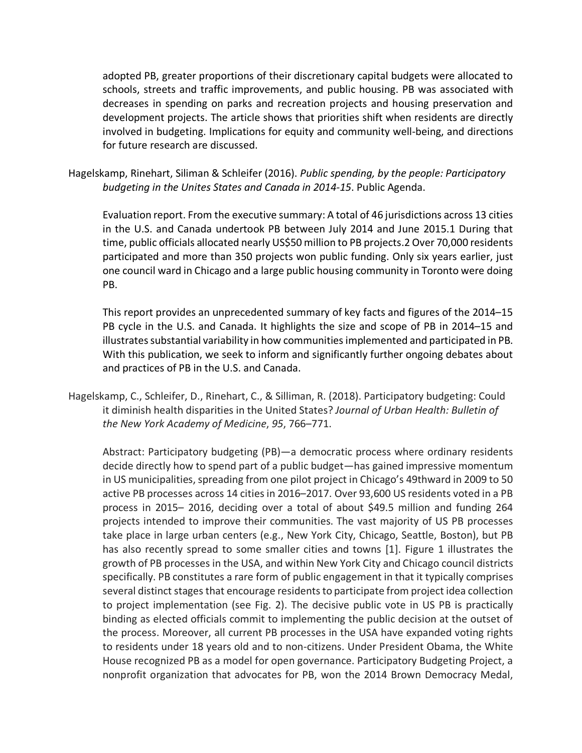adopted PB, greater proportions of their discretionary capital budgets were allocated to schools, streets and traffic improvements, and public housing. PB was associated with decreases in spending on parks and recreation projects and housing preservation and development projects. The article shows that priorities shift when residents are directly involved in budgeting. Implications for equity and community well-being, and directions for future research are discussed.

Hagelskamp, Rinehart, Siliman & Schleifer (2016). *Public spending, by the people: Participatory budgeting in the Unites States and Canada in 2014-15*. Public Agenda.

Evaluation report. From the executive summary: A total of 46 jurisdictions across 13 cities in the U.S. and Canada undertook PB between July 2014 and June 2015.1 During that time, public officials allocated nearly US$50 million to PB projects.2 Over 70,000 residents participated and more than 350 projects won public funding. Only six years earlier, just one council ward in Chicago and a large public housing community in Toronto were doing PB.

This report provides an unprecedented summary of key facts and figures of the 2014–15 PB cycle in the U.S. and Canada. It highlights the size and scope of PB in 2014–15 and illustrates substantial variability in how communities implemented and participated in PB. With this publication, we seek to inform and significantly further ongoing debates about and practices of PB in the U.S. and Canada.

Hagelskamp, C., Schleifer, D., Rinehart, C., & Silliman, R. (2018). Participatory budgeting: Could it diminish health disparities in the United States? *Journal of Urban Health: Bulletin of the New York Academy of Medicine*, *95*, 766–771.

Abstract: Participatory budgeting (PB)—a democratic process where ordinary residents decide directly how to spend part of a public budget—has gained impressive momentum in US municipalities, spreading from one pilot project in Chicago's 49thward in 2009 to 50 active PB processes across 14 cities in 2016–2017. Over 93,600 US residents voted in a PB process in 2015– 2016, deciding over a total of about $49.5 million and funding 264 projects intended to improve their communities. The vast majority of US PB processes take place in large urban centers (e.g., New York City, Chicago, Seattle, Boston), but PB has also recently spread to some smaller cities and towns [1]. Figure 1 illustrates the growth of PB processes in the USA, and within New York City and Chicago council districts specifically. PB constitutes a rare form of public engagement in that it typically comprises several distinct stages that encourage residents to participate from project idea collection to project implementation (see Fig. 2). The decisive public vote in US PB is practically binding as elected officials commit to implementing the public decision at the outset of the process. Moreover, all current PB processes in the USA have expanded voting rights to residents under 18 years old and to non-citizens. Under President Obama, the White House recognized PB as a model for open governance. Participatory Budgeting Project, a nonprofit organization that advocates for PB, won the 2014 Brown Democracy Medal,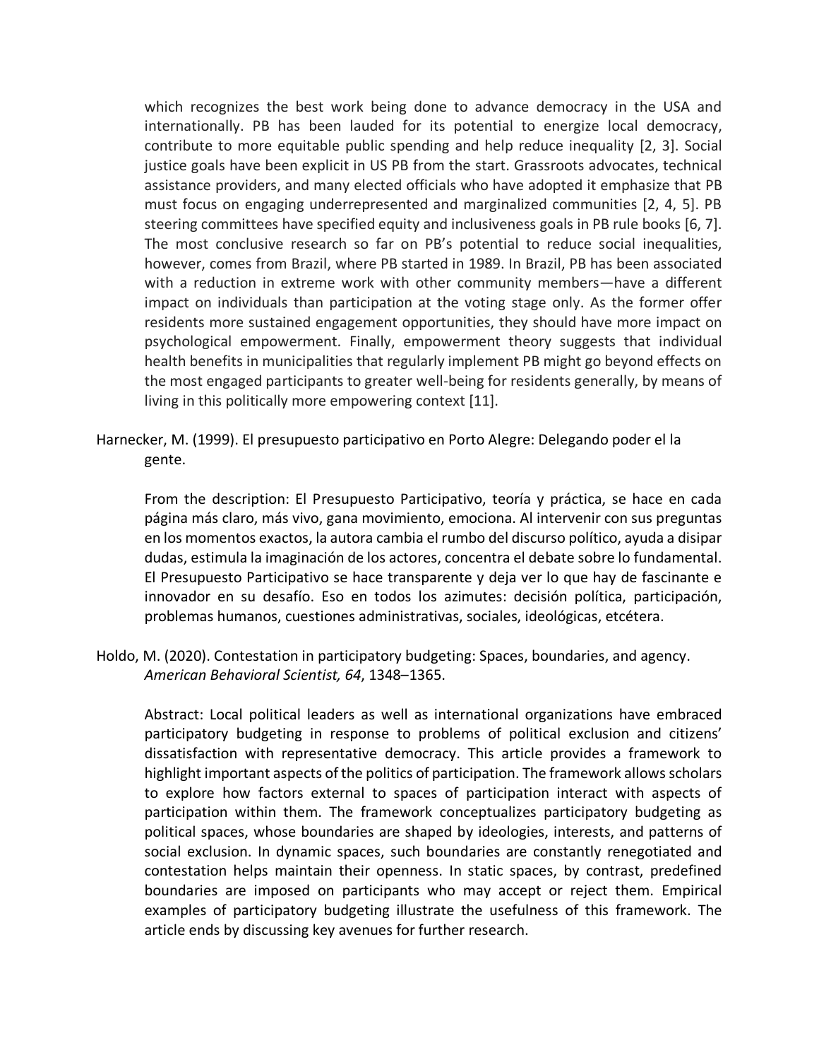which recognizes the best work being done to advance democracy in the USA and internationally. PB has been lauded for its potential to energize local democracy, contribute to more equitable public spending and help reduce inequality [2, 3]. Social justice goals have been explicit in US PB from the start. Grassroots advocates, technical assistance providers, and many elected officials who have adopted it emphasize that PB must focus on engaging underrepresented and marginalized communities [2, 4, 5]. PB steering committees have specified equity and inclusiveness goals in PB rule books [6, 7]. The most conclusive research so far on PB's potential to reduce social inequalities, however, comes from Brazil, where PB started in 1989. In Brazil, PB has been associated with a reduction in extreme work with other community members—have a different impact on individuals than participation at the voting stage only. As the former offer residents more sustained engagement opportunities, they should have more impact on psychological empowerment. Finally, empowerment theory suggests that individual health benefits in municipalities that regularly implement PB might go beyond effects on the most engaged participants to greater well-being for residents generally, by means of living in this politically more empowering context [11].

Harnecker, M. (1999). El presupuesto participativo en Porto Alegre: Delegando poder el la gente.

From the description: El Presupuesto Participativo, teoría y práctica, se hace en cada página más claro, más vivo, gana movimiento, emociona. Al intervenir con sus preguntas en los momentos exactos, la autora cambia el rumbo del discurso político, ayuda a disipar dudas, estimula la imaginación de los actores, concentra el debate sobre lo fundamental. El Presupuesto Participativo se hace transparente y deja ver lo que hay de fascinante e innovador en su desafío. Eso en todos los azimutes: decisión política, participación, problemas humanos, cuestiones administrativas, sociales, ideológicas, etcétera.

Holdo, M. (2020). Contestation in participatory budgeting: Spaces, boundaries, and agency. *American Behavioral Scientist, 64*, 1348–1365.

Abstract: Local political leaders as well as international organizations have embraced participatory budgeting in response to problems of political exclusion and citizens' dissatisfaction with representative democracy. This article provides a framework to highlight important aspects of the politics of participation. The framework allows scholars to explore how factors external to spaces of participation interact with aspects of participation within them. The framework conceptualizes participatory budgeting as political spaces, whose boundaries are shaped by ideologies, interests, and patterns of social exclusion. In dynamic spaces, such boundaries are constantly renegotiated and contestation helps maintain their openness. In static spaces, by contrast, predefined boundaries are imposed on participants who may accept or reject them. Empirical examples of participatory budgeting illustrate the usefulness of this framework. The article ends by discussing key avenues for further research.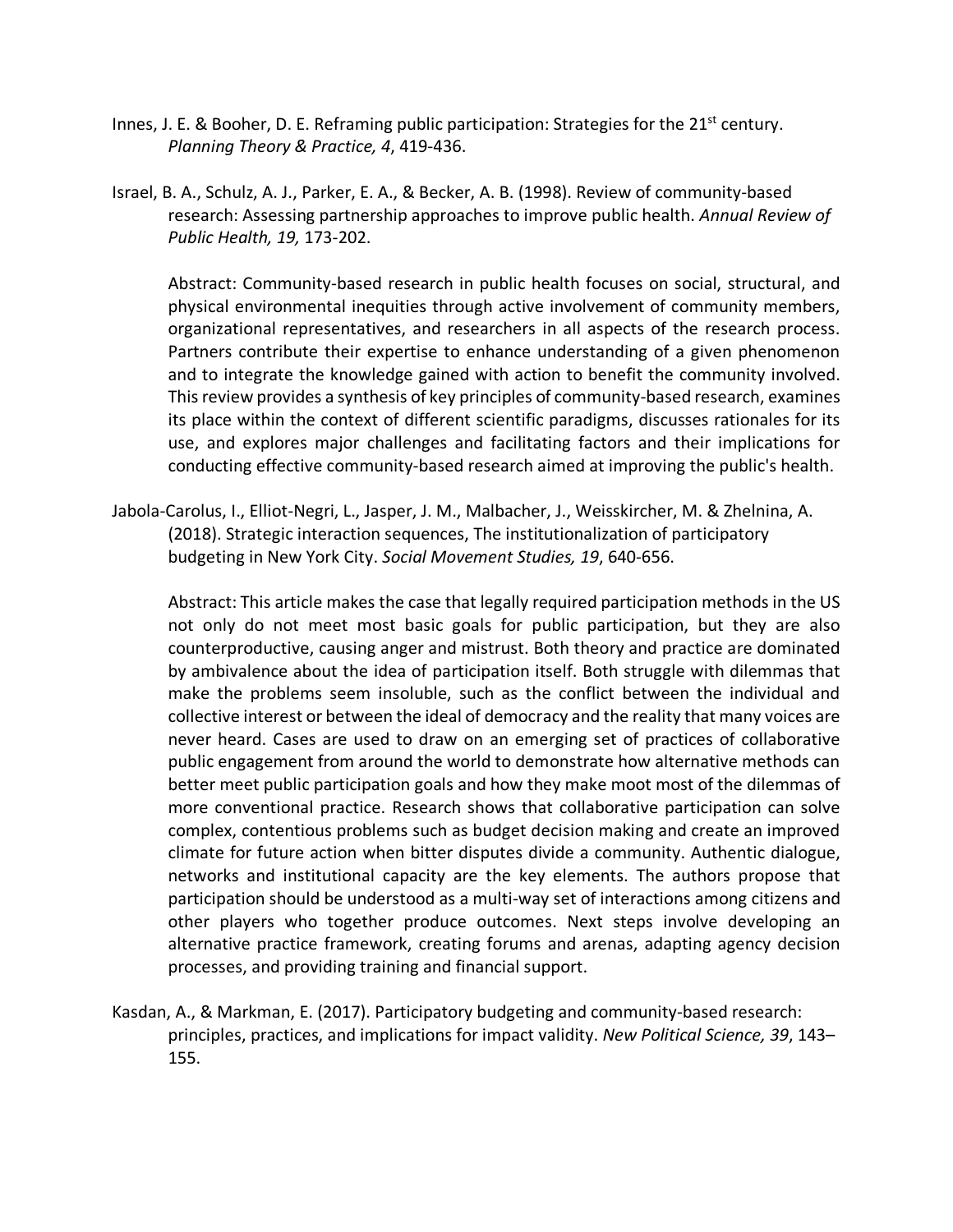Innes, J. E. & Booher, D. E. Reframing public participation: Strategies for the 21st century. *Planning Theory & Practice, 4*, 419-436.

Israel, B. A., Schulz, A. J., Parker, E. A., & Becker, A. B. (1998). Review of community-based research: Assessing partnership approaches to improve public health. *Annual Review of Public Health, 19,* 173-202.

> Abstract: Community-based research in public health focuses on social, structural, and physical environmental inequities through active involvement of community members, organizational representatives, and researchers in all aspects of the research process. Partners contribute their expertise to enhance understanding of a given phenomenon and to integrate the knowledge gained with action to benefit the community involved. This review provides a synthesis of key principles of community-based research, examines its place within the context of different scientific paradigms, discusses rationales for its use, and explores major challenges and facilitating factors and their implications for conducting effective community-based research aimed at improving the public's health.

Jabola-Carolus, I., Elliot-Negri, L., Jasper, J. M., Malbacher, J., Weisskircher, M. & Zhelnina, A. (2018). Strategic interaction sequences, The institutionalization of participatory budgeting in New York City. *Social Movement Studies, 19*, 640-656.

> Abstract: This article makes the case that legally required participation methods in the US not only do not meet most basic goals for public participation, but they are also counterproductive, causing anger and mistrust. Both theory and practice are dominated by ambivalence about the idea of participation itself. Both struggle with dilemmas that make the problems seem insoluble, such as the conflict between the individual and collective interest or between the ideal of democracy and the reality that many voices are never heard. Cases are used to draw on an emerging set of practices of collaborative public engagement from around the world to demonstrate how alternative methods can better meet public participation goals and how they make moot most of the dilemmas of more conventional practice. Research shows that collaborative participation can solve complex, contentious problems such as budget decision making and create an improved climate for future action when bitter disputes divide a community. Authentic dialogue, networks and institutional capacity are the key elements. The authors propose that participation should be understood as a multi-way set of interactions among citizens and other players who together produce outcomes. Next steps involve developing an alternative practice framework, creating forums and arenas, adapting agency decision processes, and providing training and financial support.

Kasdan, A., & Markman, E. (2017). Participatory budgeting and community-based research: principles, practices, and implications for impact validity. *New Political Science, 39*, 143–155.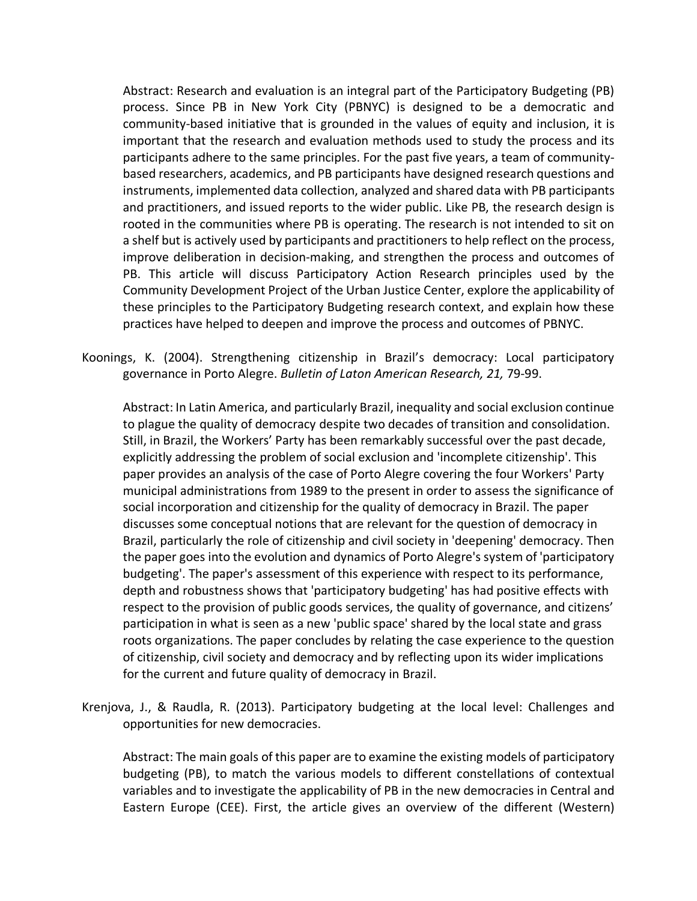Abstract: Research and evaluation is an integral part of the Participatory Budgeting (PB) process. Since PB in New York City (PBNYC) is designed to be a democratic and community-based initiative that is grounded in the values of equity and inclusion, it is important that the research and evaluation methods used to study the process and its participants adhere to the same principles. For the past five years, a team of community-based researchers, academics, and PB participants have designed research questions and instruments, implemented data collection, analyzed and shared data with PB participants and practitioners, and issued reports to the wider public. Like PB, the research design is rooted in the communities where PB is operating. The research is not intended to sit on a shelf but is actively used by participants and practitioners to help reflect on the process, improve deliberation in decision-making, and strengthen the process and outcomes of PB. This article will discuss Participatory Action Research principles used by the Community Development Project of the Urban Justice Center, explore the applicability of these principles to the Participatory Budgeting research context, and explain how these practices have helped to deepen and improve the process and outcomes of PBNYC.

Koonings, K. (2004). Strengthening citizenship in Brazil's democracy: Local participatory governance in Porto Alegre. *Bulletin of Laton American Research, 21,* 79-99.

Abstract: In Latin America, and particularly Brazil, inequality and social exclusion continue to plague the quality of democracy despite two decades of transition and consolidation. Still, in Brazil, the Workers' Party has been remarkably successful over the past decade, explicitly addressing the problem of social exclusion and 'incomplete citizenship'. This paper provides an analysis of the case of Porto Alegre covering the four Workers' Party municipal administrations from 1989 to the present in order to assess the significance of social incorporation and citizenship for the quality of democracy in Brazil. The paper discusses some conceptual notions that are relevant for the question of democracy in Brazil, particularly the role of citizenship and civil society in 'deepening' democracy. Then the paper goes into the evolution and dynamics of Porto Alegre's system of 'participatory budgeting'. The paper's assessment of this experience with respect to its performance, depth and robustness shows that 'participatory budgeting' has had positive effects with respect to the provision of public goods services, the quality of governance, and citizens' participation in what is seen as a new 'public space' shared by the local state and grass roots organizations. The paper concludes by relating the case experience to the question of citizenship, civil society and democracy and by reflecting upon its wider implications for the current and future quality of democracy in Brazil.

Krenjova, J., & Raudla, R. (2013). Participatory budgeting at the local level: Challenges and opportunities for new democracies.

Abstract: The main goals of this paper are to examine the existing models of participatory budgeting (PB), to match the various models to different constellations of contextual variables and to investigate the applicability of PB in the new democracies in Central and Eastern Europe (CEE). First, the article gives an overview of the different (Western)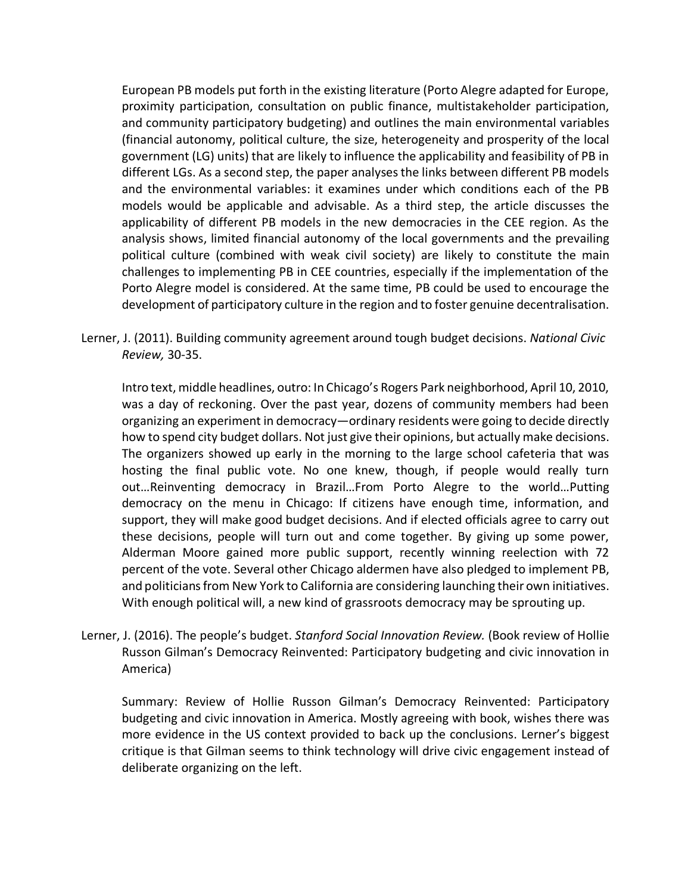European PB models put forth in the existing literature (Porto Alegre adapted for Europe, proximity participation, consultation on public finance, multistakeholder participation, and community participatory budgeting) and outlines the main environmental variables (financial autonomy, political culture, the size, heterogeneity and prosperity of the local government (LG) units) that are likely to influence the applicability and feasibility of PB in different LGs. As a second step, the paper analyses the links between different PB models and the environmental variables: it examines under which conditions each of the PB models would be applicable and advisable. As a third step, the article discusses the applicability of different PB models in the new democracies in the CEE region. As the analysis shows, limited financial autonomy of the local governments and the prevailing political culture (combined with weak civil society) are likely to constitute the main challenges to implementing PB in CEE countries, especially if the implementation of the Porto Alegre model is considered. At the same time, PB could be used to encourage the development of participatory culture in the region and to foster genuine decentralisation.

Lerner, J. (2011). Building community agreement around tough budget decisions. *National Civic Review,* 30-35.

Intro text, middle headlines, outro: In Chicago's Rogers Park neighborhood, April 10, 2010, was a day of reckoning. Over the past year, dozens of community members had been organizing an experiment in democracy—ordinary residents were going to decide directly how to spend city budget dollars. Not just give their opinions, but actually make decisions. The organizers showed up early in the morning to the large school cafeteria that was hosting the final public vote. No one knew, though, if people would really turn out…Reinventing democracy in Brazil…From Porto Alegre to the world…Putting democracy on the menu in Chicago: If citizens have enough time, information, and support, they will make good budget decisions. And if elected officials agree to carry out these decisions, people will turn out and come together. By giving up some power, Alderman Moore gained more public support, recently winning reelection with 72 percent of the vote. Several other Chicago aldermen have also pledged to implement PB, and politicians from New York to California are considering launching their own initiatives. With enough political will, a new kind of grassroots democracy may be sprouting up.

Lerner, J. (2016). The people's budget. *Stanford Social Innovation Review.* (Book review of Hollie Russon Gilman's Democracy Reinvented: Participatory budgeting and civic innovation in America)

Summary: Review of Hollie Russon Gilman's Democracy Reinvented: Participatory budgeting and civic innovation in America. Mostly agreeing with book, wishes there was more evidence in the US context provided to back up the conclusions. Lerner's biggest critique is that Gilman seems to think technology will drive civic engagement instead of deliberate organizing on the left.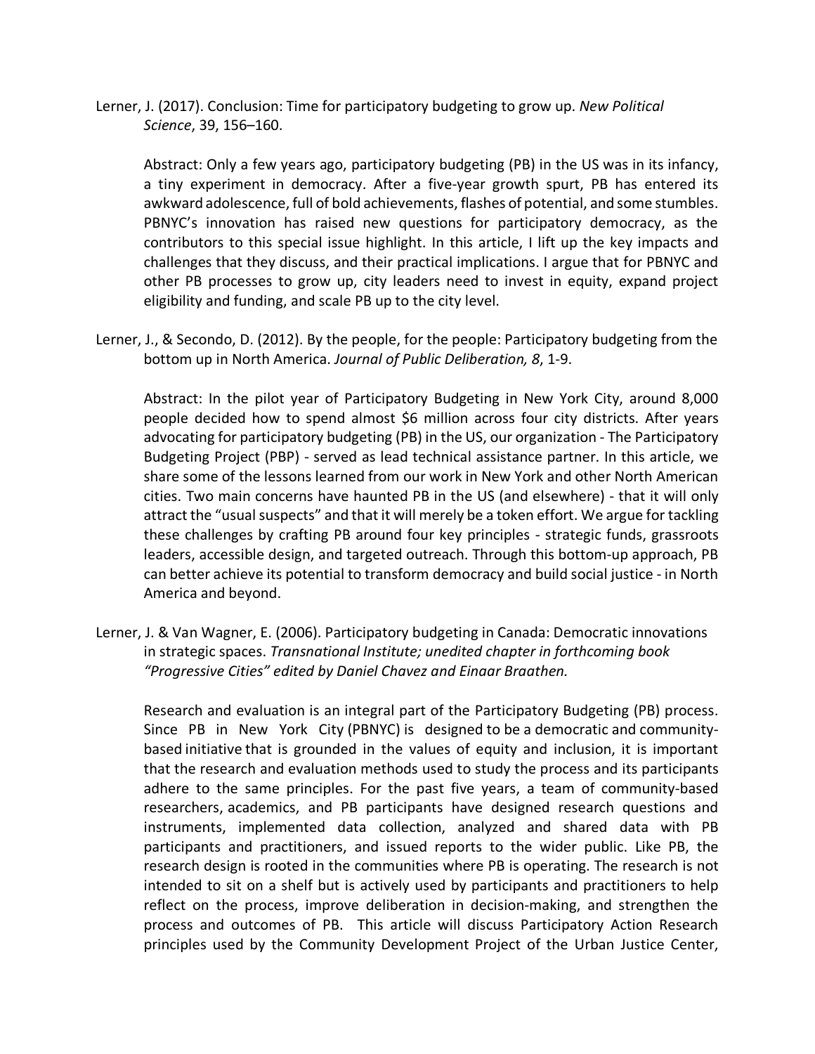Lerner, J. (2017). Conclusion: Time for participatory budgeting to grow up. *New Political Science*, 39, 156–160.

Abstract: Only a few years ago, participatory budgeting (PB) in the US was in its infancy, a tiny experiment in democracy. After a five-year growth spurt, PB has entered its awkward adolescence, full of bold achievements, flashes of potential, and some stumbles. PBNYC's innovation has raised new questions for participatory democracy, as the contributors to this special issue highlight. In this article, I lift up the key impacts and challenges that they discuss, and their practical implications. I argue that for PBNYC and other PB processes to grow up, city leaders need to invest in equity, expand project eligibility and funding, and scale PB up to the city level.

Lerner, J., & Secondo, D. (2012). By the people, for the people: Participatory budgeting from the bottom up in North America. *Journal of Public Deliberation, 8*, 1-9.

Abstract: In the pilot year of Participatory Budgeting in New York City, around 8,000 people decided how to spend almost $6 million across four city districts. After years advocating for participatory budgeting (PB) in the US, our organization - The Participatory Budgeting Project (PBP) - served as lead technical assistance partner. In this article, we share some of the lessons learned from our work in New York and other North American cities. Two main concerns have haunted PB in the US (and elsewhere) - that it will only attract the "usual suspects" and that it will merely be a token effort. We argue for tackling these challenges by crafting PB around four key principles - strategic funds, grassroots leaders, accessible design, and targeted outreach. Through this bottom-up approach, PB can better achieve its potential to transform democracy and build social justice - in North America and beyond.

Lerner, J. & Van Wagner, E. (2006). Participatory budgeting in Canada: Democratic innovations in strategic spaces. *Transnational Institute; unedited chapter in forthcoming book "Progressive Cities" edited by Daniel Chavez and Einaar Braathen.*

Research and evaluation is an integral part of the Participatory Budgeting (PB) process. Since PB in New York City (PBNYC) is designed to be a democratic and community-based initiative that is grounded in the values of equity and inclusion, it is important that the research and evaluation methods used to study the process and its participants adhere to the same principles. For the past five years, a team of community-based researchers, academics, and PB participants have designed research questions and instruments, implemented data collection, analyzed and shared data with PB participants and practitioners, and issued reports to the wider public. Like PB, the research design is rooted in the communities where PB is operating. The research is not intended to sit on a shelf but is actively used by participants and practitioners to help reflect on the process, improve deliberation in decision-making, and strengthen the process and outcomes of PB. This article will discuss Participatory Action Research principles used by the Community Development Project of the Urban Justice Center,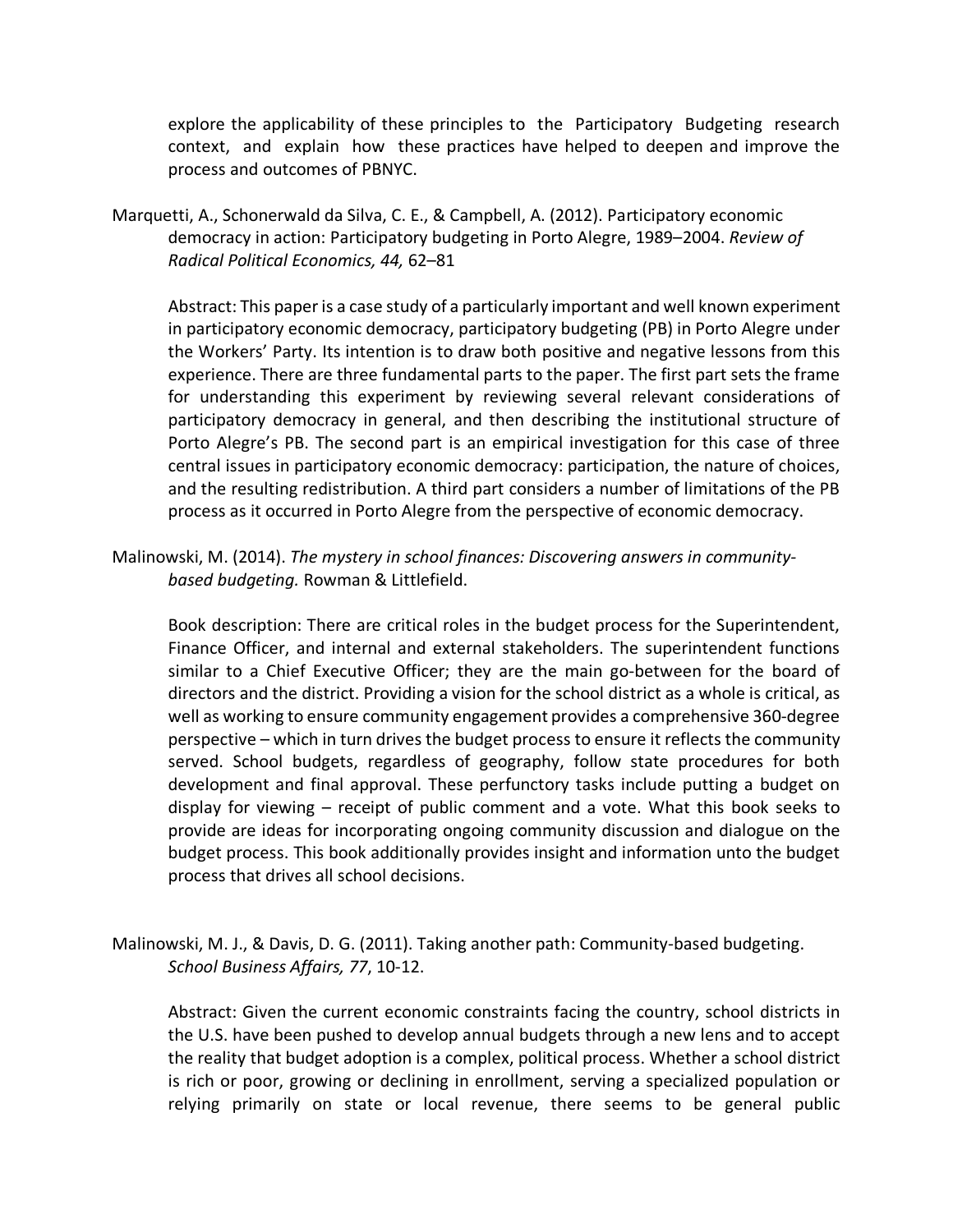explore the applicability of these principles to the Participatory Budgeting research context, and explain how these practices have helped to deepen and improve the process and outcomes of PBNYC.

Marquetti, A., Schonerwald da Silva, C. E., & Campbell, A. (2012). Participatory economic democracy in action: Participatory budgeting in Porto Alegre, 1989–2004. *Review of Radical Political Economics, 44,* 62–81

Abstract: This paper is a case study of a particularly important and well known experiment in participatory economic democracy, participatory budgeting (PB) in Porto Alegre under the Workers' Party. Its intention is to draw both positive and negative lessons from this experience. There are three fundamental parts to the paper. The first part sets the frame for understanding this experiment by reviewing several relevant considerations of participatory democracy in general, and then describing the institutional structure of Porto Alegre's PB. The second part is an empirical investigation for this case of three central issues in participatory economic democracy: participation, the nature of choices, and the resulting redistribution. A third part considers a number of limitations of the PB process as it occurred in Porto Alegre from the perspective of economic democracy.

Malinowski, M. (2014). *The mystery in school finances: Discovering answers in community-based budgeting.* Rowman & Littlefield.

Book description: There are critical roles in the budget process for the Superintendent, Finance Officer, and internal and external stakeholders. The superintendent functions similar to a Chief Executive Officer; they are the main go-between for the board of directors and the district. Providing a vision for the school district as a whole is critical, as well as working to ensure community engagement provides a comprehensive 360-degree perspective – which in turn drives the budget process to ensure it reflects the community served. School budgets, regardless of geography, follow state procedures for both development and final approval. These perfunctory tasks include putting a budget on display for viewing – receipt of public comment and a vote. What this book seeks to provide are ideas for incorporating ongoing community discussion and dialogue on the budget process. This book additionally provides insight and information unto the budget process that drives all school decisions.

Malinowski, M. J., & Davis, D. G. (2011). Taking another path: Community-based budgeting. *School Business Affairs, 77*, 10-12.

Abstract: Given the current economic constraints facing the country, school districts in the U.S. have been pushed to develop annual budgets through a new lens and to accept the reality that budget adoption is a complex, political process. Whether a school district is rich or poor, growing or declining in enrollment, serving a specialized population or relying primarily on state or local revenue, there seems to be general public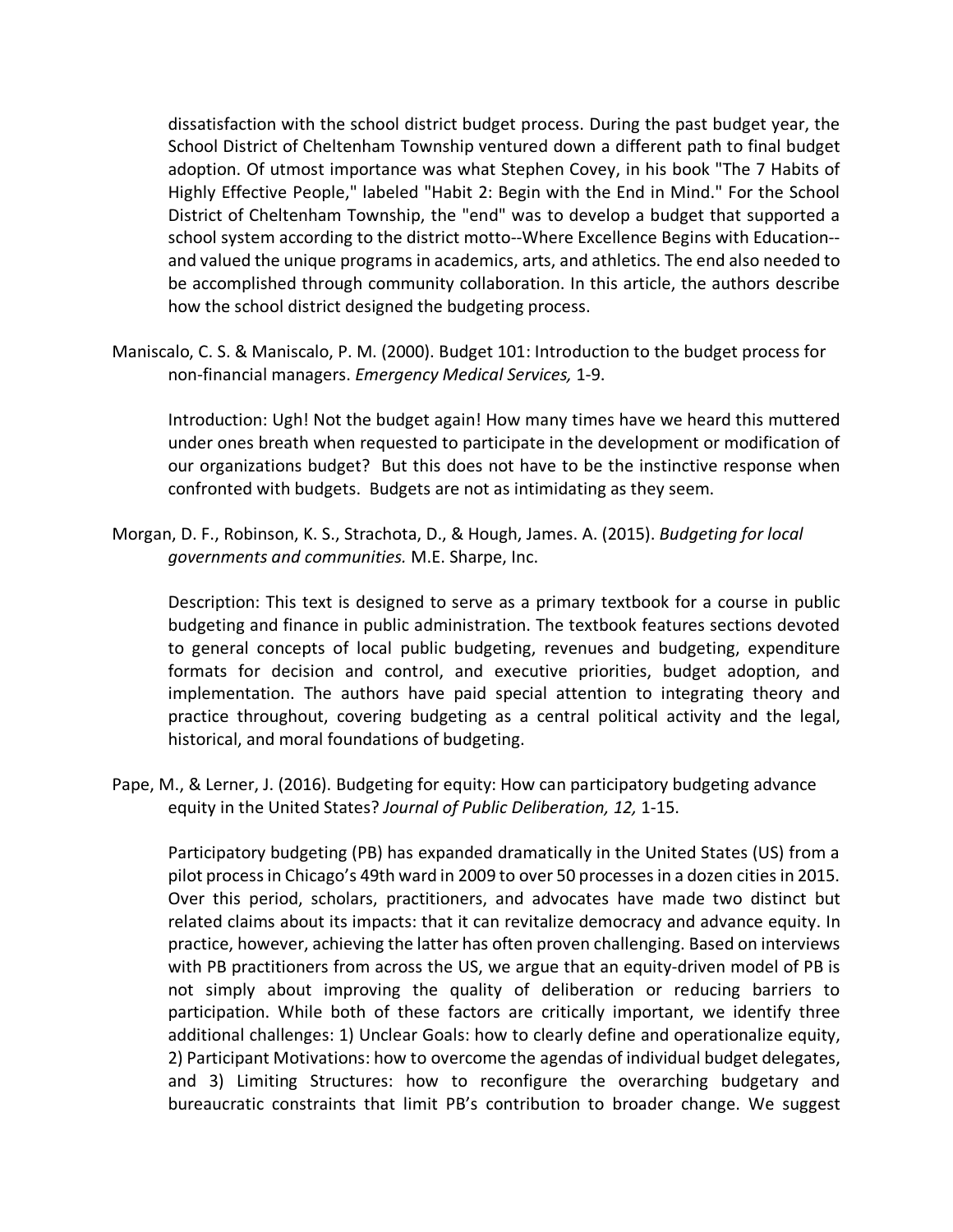dissatisfaction with the school district budget process. During the past budget year, the School District of Cheltenham Township ventured down a different path to final budget adoption. Of utmost importance was what Stephen Covey, in his book "The 7 Habits of Highly Effective People," labeled "Habit 2: Begin with the End in Mind." For the School District of Cheltenham Township, the "end" was to develop a budget that supported a school system according to the district motto--Where Excellence Begins with Education--and valued the unique programs in academics, arts, and athletics. The end also needed to be accomplished through community collaboration. In this article, the authors describe how the school district designed the budgeting process.

Maniscalo, C. S. & Maniscalo, P. M. (2000). Budget 101: Introduction to the budget process for non-financial managers. *Emergency Medical Services,* 1-9.

Introduction: Ugh! Not the budget again! How many times have we heard this muttered under ones breath when requested to participate in the development or modification of our organizations budget? But this does not have to be the instinctive response when confronted with budgets. Budgets are not as intimidating as they seem.

Morgan, D. F., Robinson, K. S., Strachota, D., & Hough, James. A. (2015). *Budgeting for local governments and communities.* M.E. Sharpe, Inc.

Description: This text is designed to serve as a primary textbook for a course in public budgeting and finance in public administration. The textbook features sections devoted to general concepts of local public budgeting, revenues and budgeting, expenditure formats for decision and control, and executive priorities, budget adoption, and implementation. The authors have paid special attention to integrating theory and practice throughout, covering budgeting as a central political activity and the legal, historical, and moral foundations of budgeting.

Pape, M., & Lerner, J. (2016). Budgeting for equity: How can participatory budgeting advance equity in the United States? *Journal of Public Deliberation, 12,* 1-15.

Participatory budgeting (PB) has expanded dramatically in the United States (US) from a pilot process in Chicago's 49th ward in 2009 to over 50 processes in a dozen cities in 2015. Over this period, scholars, practitioners, and advocates have made two distinct but related claims about its impacts: that it can revitalize democracy and advance equity. In practice, however, achieving the latter has often proven challenging. Based on interviews with PB practitioners from across the US, we argue that an equity-driven model of PB is not simply about improving the quality of deliberation or reducing barriers to participation. While both of these factors are critically important, we identify three additional challenges: 1) Unclear Goals: how to clearly define and operationalize equity, 2) Participant Motivations: how to overcome the agendas of individual budget delegates, and 3) Limiting Structures: how to reconfigure the overarching budgetary and bureaucratic constraints that limit PB's contribution to broader change. We suggest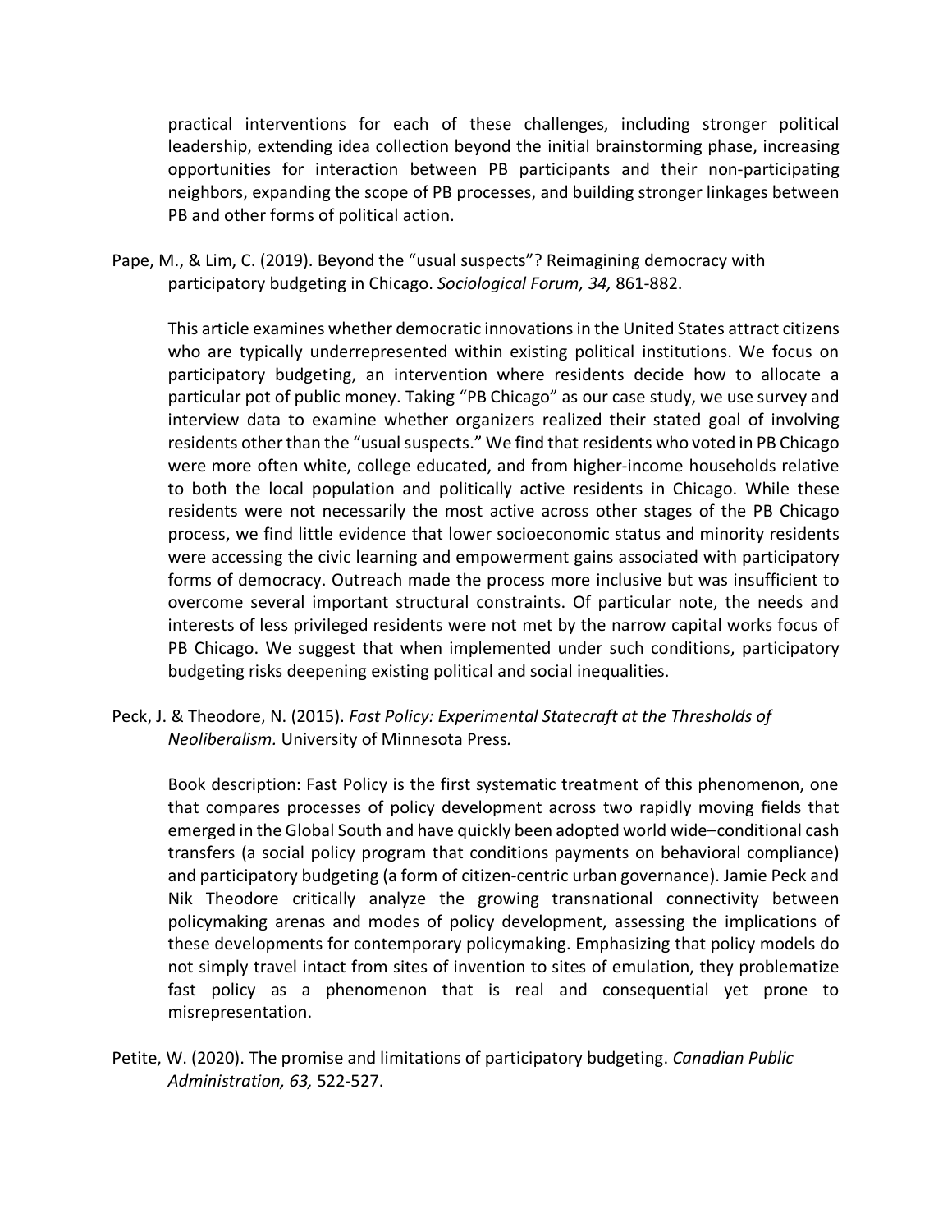practical interventions for each of these challenges, including stronger political leadership, extending idea collection beyond the initial brainstorming phase, increasing opportunities for interaction between PB participants and their non-participating neighbors, expanding the scope of PB processes, and building stronger linkages between PB and other forms of political action.

Pape, M., & Lim, C. (2019). Beyond the "usual suspects"? Reimagining democracy with participatory budgeting in Chicago. *Sociological Forum, 34,* 861-882.

> This article examines whether democratic innovations in the United States attract citizens who are typically underrepresented within existing political institutions. We focus on participatory budgeting, an intervention where residents decide how to allocate a particular pot of public money. Taking "PB Chicago" as our case study, we use survey and interview data to examine whether organizers realized their stated goal of involving residents other than the "usual suspects." We find that residents who voted in PB Chicago were more often white, college educated, and from higher-income households relative to both the local population and politically active residents in Chicago. While these residents were not necessarily the most active across other stages of the PB Chicago process, we find little evidence that lower socioeconomic status and minority residents were accessing the civic learning and empowerment gains associated with participatory forms of democracy. Outreach made the process more inclusive but was insufficient to overcome several important structural constraints. Of particular note, the needs and interests of less privileged residents were not met by the narrow capital works focus of PB Chicago. We suggest that when implemented under such conditions, participatory budgeting risks deepening existing political and social inequalities.

Peck, J. & Theodore, N. (2015). *Fast Policy: Experimental Statecraft at the Thresholds of Neoliberalism.* University of Minnesota Press.

> Book description: Fast Policy is the first systematic treatment of this phenomenon, one that compares processes of policy development across two rapidly moving fields that emerged in the Global South and have quickly been adopted world wide–conditional cash transfers (a social policy program that conditions payments on behavioral compliance) and participatory budgeting (a form of citizen-centric urban governance). Jamie Peck and Nik Theodore critically analyze the growing transnational connectivity between policymaking arenas and modes of policy development, assessing the implications of these developments for contemporary policymaking. Emphasizing that policy models do not simply travel intact from sites of invention to sites of emulation, they problematize fast policy as a phenomenon that is real and consequential yet prone to misrepresentation.

Petite, W. (2020). The promise and limitations of participatory budgeting. *Canadian Public Administration, 63,* 522-527.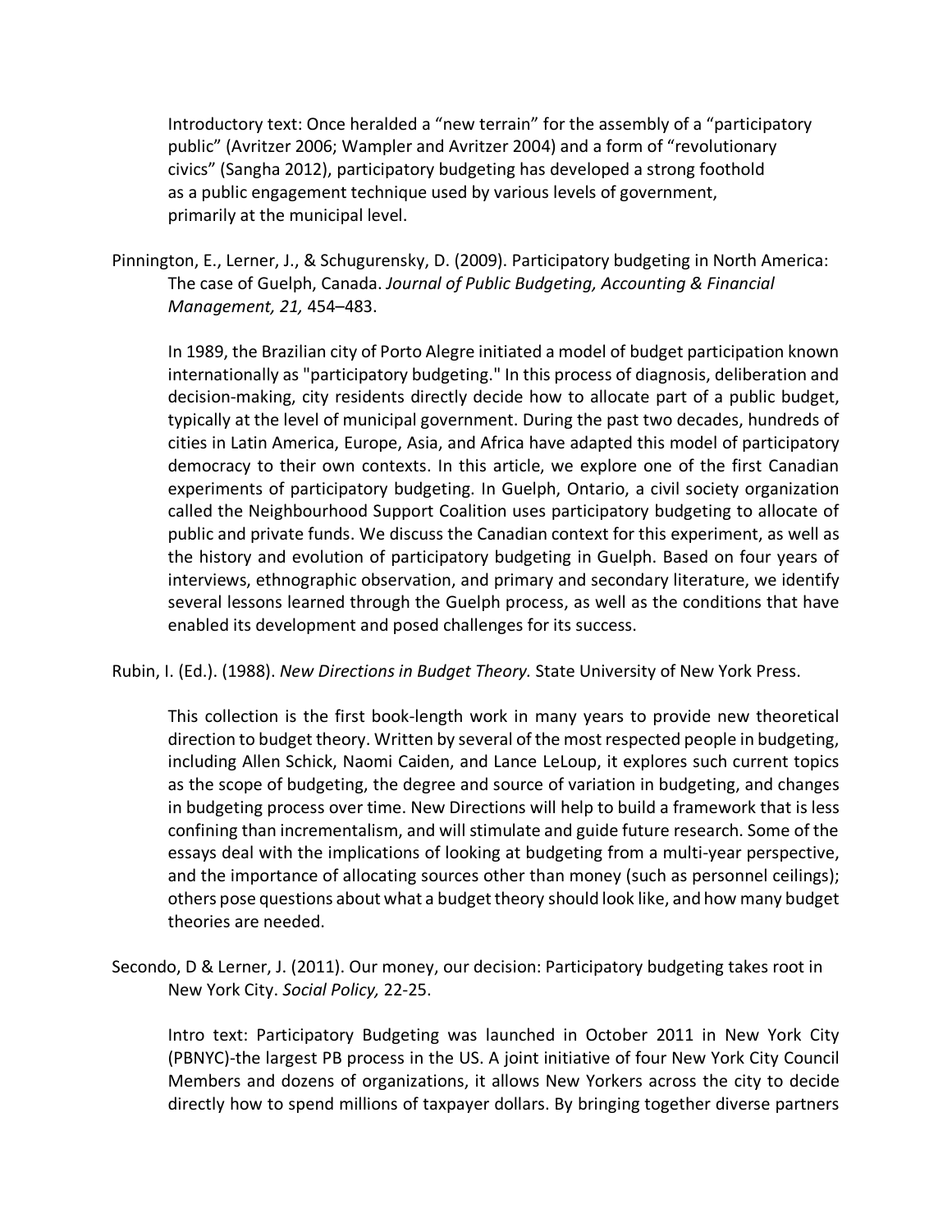Introductory text: Once heralded a "new terrain" for the assembly of a "participatory public" (Avritzer 2006; Wampler and Avritzer 2004) and a form of "revolutionary civics" (Sangha 2012), participatory budgeting has developed a strong foothold as a public engagement technique used by various levels of government, primarily at the municipal level.

Pinnington, E., Lerner, J., & Schugurensky, D. (2009). Participatory budgeting in North America: The case of Guelph, Canada. *Journal of Public Budgeting, Accounting & Financial Management, 21,* 454–483.

In 1989, the Brazilian city of Porto Alegre initiated a model of budget participation known internationally as "participatory budgeting." In this process of diagnosis, deliberation and decision-making, city residents directly decide how to allocate part of a public budget, typically at the level of municipal government. During the past two decades, hundreds of cities in Latin America, Europe, Asia, and Africa have adapted this model of participatory democracy to their own contexts. In this article, we explore one of the first Canadian experiments of participatory budgeting. In Guelph, Ontario, a civil society organization called the Neighbourhood Support Coalition uses participatory budgeting to allocate of public and private funds. We discuss the Canadian context for this experiment, as well as the history and evolution of participatory budgeting in Guelph. Based on four years of interviews, ethnographic observation, and primary and secondary literature, we identify several lessons learned through the Guelph process, as well as the conditions that have enabled its development and posed challenges for its success.

Rubin, I. (Ed.). (1988). *New Directions in Budget Theory.* State University of New York Press.

This collection is the first book-length work in many years to provide new theoretical direction to budget theory. Written by several of the most respected people in budgeting, including Allen Schick, Naomi Caiden, and Lance LeLoup, it explores such current topics as the scope of budgeting, the degree and source of variation in budgeting, and changes in budgeting process over time. New Directions will help to build a framework that is less confining than incrementalism, and will stimulate and guide future research. Some of the essays deal with the implications of looking at budgeting from a multi-year perspective, and the importance of allocating sources other than money (such as personnel ceilings); others pose questions about what a budget theory should look like, and how many budget theories are needed.

Secondo, D & Lerner, J. (2011). Our money, our decision: Participatory budgeting takes root in New York City. *Social Policy,* 22-25.

Intro text: Participatory Budgeting was launched in October 2011 in New York City (PBNYC)-the largest PB process in the US. A joint initiative of four New York City Council Members and dozens of organizations, it allows New Yorkers across the city to decide directly how to spend millions of taxpayer dollars. By bringing together diverse partners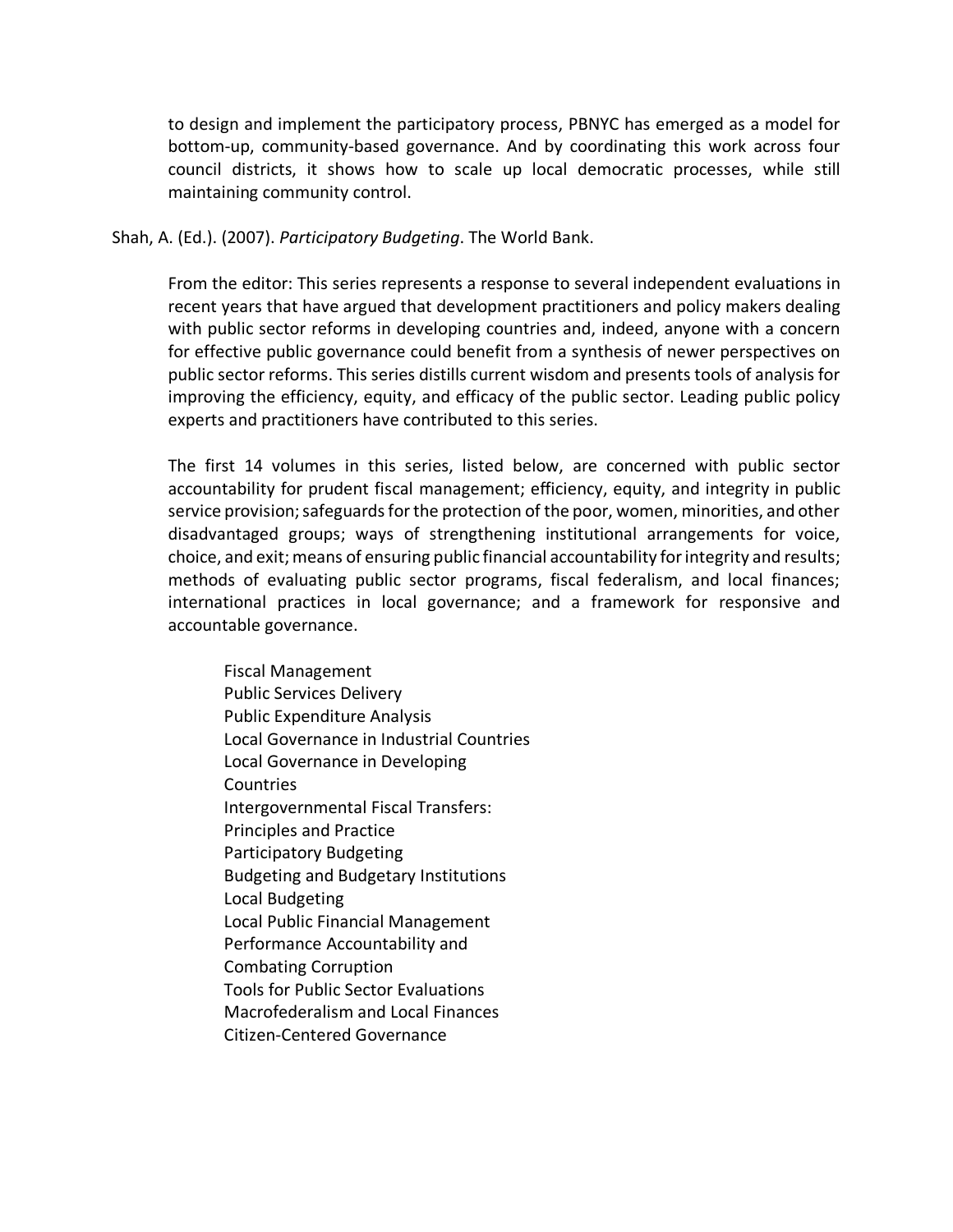to design and implement the participatory process, PBNYC has emerged as a model for bottom-up, community-based governance. And by coordinating this work across four council districts, it shows how to scale up local democratic processes, while still maintaining community control.

Shah, A. (Ed.). (2007). *Participatory Budgeting*. The World Bank.

From the editor: This series represents a response to several independent evaluations in recent years that have argued that development practitioners and policy makers dealing with public sector reforms in developing countries and, indeed, anyone with a concern for effective public governance could benefit from a synthesis of newer perspectives on public sector reforms. This series distills current wisdom and presents tools of analysis for improving the efficiency, equity, and efficacy of the public sector. Leading public policy experts and practitioners have contributed to this series.

The first 14 volumes in this series, listed below, are concerned with public sector accountability for prudent fiscal management; efficiency, equity, and integrity in public service provision; safeguards for the protection of the poor, women, minorities, and other disadvantaged groups; ways of strengthening institutional arrangements for voice, choice, and exit; means of ensuring public financial accountability for integrity and results; methods of evaluating public sector programs, fiscal federalism, and local finances; international practices in local governance; and a framework for responsive and accountable governance.

Fiscal Management
Public Services Delivery
Public Expenditure Analysis
Local Governance in Industrial Countries
Local Governance in Developing Countries
Intergovernmental Fiscal Transfers: Principles and Practice
Participatory Budgeting
Budgeting and Budgetary Institutions
Local Budgeting
Local Public Financial Management
Performance Accountability and Combating Corruption
Tools for Public Sector Evaluations
Macrofederalism and Local Finances
Citizen-Centered Governance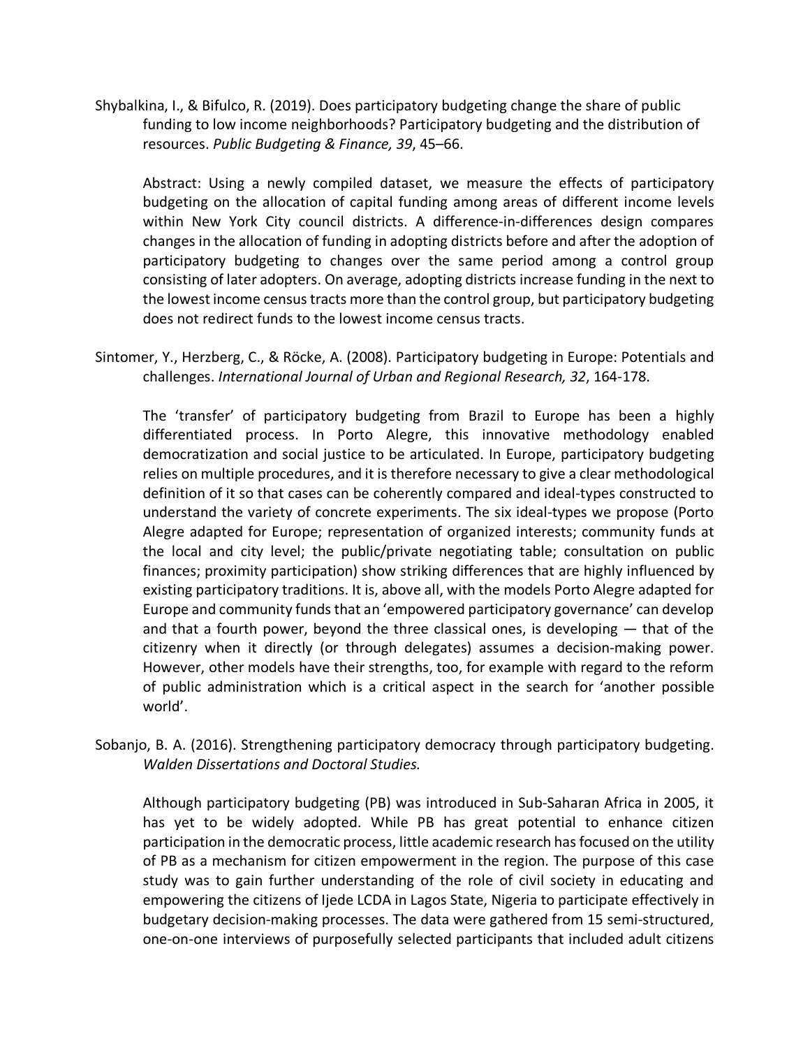Shybalkina, I., & Bifulco, R. (2019). Does participatory budgeting change the share of public funding to low income neighborhoods? Participatory budgeting and the distribution of resources. *Public Budgeting & Finance, 39*, 45–66.

> Abstract: Using a newly compiled dataset, we measure the effects of participatory budgeting on the allocation of capital funding among areas of different income levels within New York City council districts. A difference-in-differences design compares changes in the allocation of funding in adopting districts before and after the adoption of participatory budgeting to changes over the same period among a control group consisting of later adopters. On average, adopting districts increase funding in the next to the lowest income census tracts more than the control group, but participatory budgeting does not redirect funds to the lowest income census tracts.

Sintomer, Y., Herzberg, C., & Röcke, A. (2008). Participatory budgeting in Europe: Potentials and challenges. *International Journal of Urban and Regional Research, 32*, 164-178.

> The 'transfer' of participatory budgeting from Brazil to Europe has been a highly differentiated process. In Porto Alegre, this innovative methodology enabled democratization and social justice to be articulated. In Europe, participatory budgeting relies on multiple procedures, and it is therefore necessary to give a clear methodological definition of it so that cases can be coherently compared and ideal-types constructed to understand the variety of concrete experiments. The six ideal-types we propose (Porto Alegre adapted for Europe; representation of organized interests; community funds at the local and city level; the public/private negotiating table; consultation on public finances; proximity participation) show striking differences that are highly influenced by existing participatory traditions. It is, above all, with the models Porto Alegre adapted for Europe and community funds that an 'empowered participatory governance' can develop and that a fourth power, beyond the three classical ones, is developing — that of the citizenry when it directly (or through delegates) assumes a decision-making power. However, other models have their strengths, too, for example with regard to the reform of public administration which is a critical aspect in the search for 'another possible world'.

Sobanjo, B. A. (2016). Strengthening participatory democracy through participatory budgeting. *Walden Dissertations and Doctoral Studies.*

> Although participatory budgeting (PB) was introduced in Sub-Saharan Africa in 2005, it has yet to be widely adopted. While PB has great potential to enhance citizen participation in the democratic process, little academic research has focused on the utility of PB as a mechanism for citizen empowerment in the region. The purpose of this case study was to gain further understanding of the role of civil society in educating and empowering the citizens of Ijede LCDA in Lagos State, Nigeria to participate effectively in budgetary decision-making processes. The data were gathered from 15 semi-structured, one-on-one interviews of purposefully selected participants that included adult citizens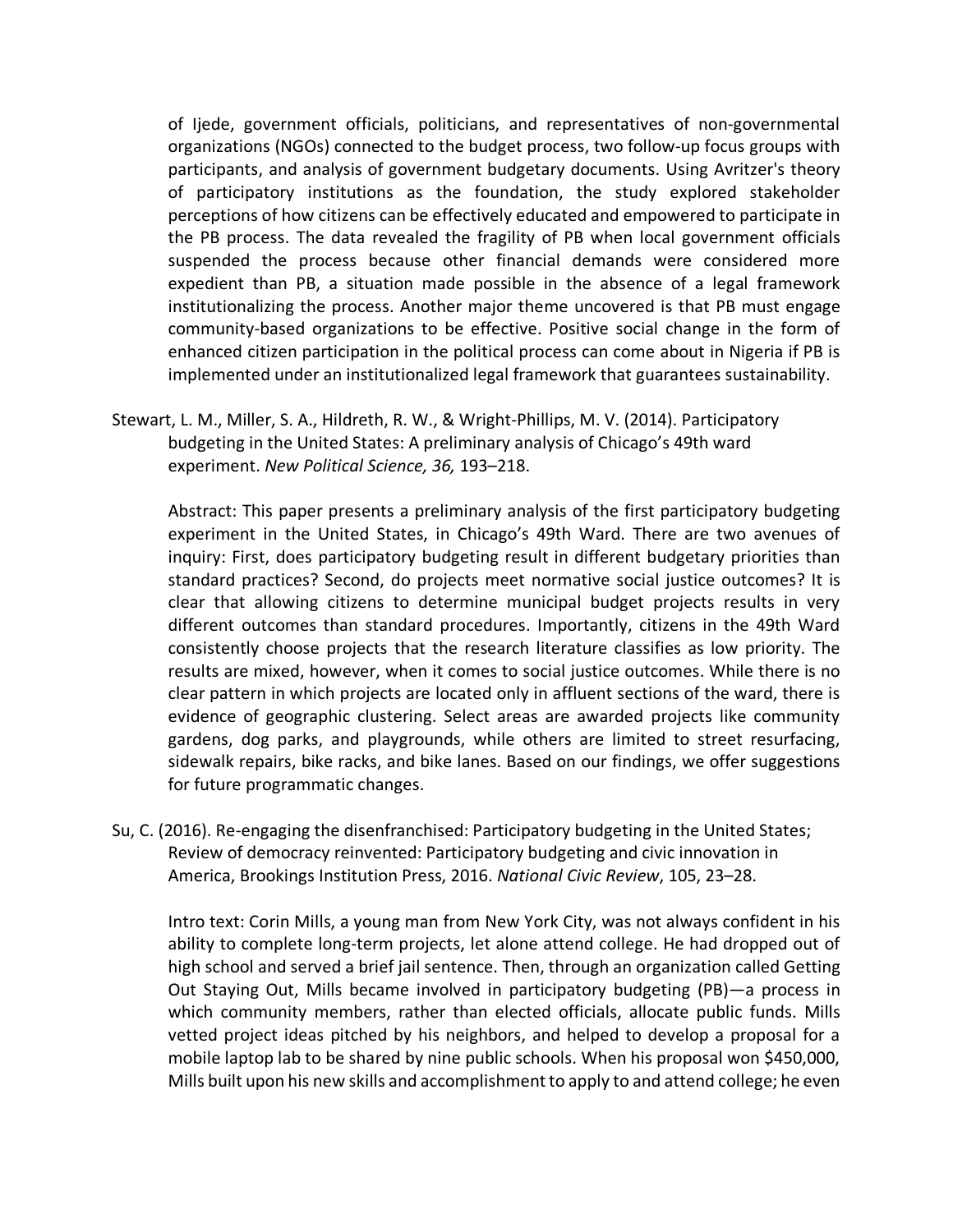of Ijede, government officials, politicians, and representatives of non-governmental organizations (NGOs) connected to the budget process, two follow-up focus groups with participants, and analysis of government budgetary documents. Using Avritzer's theory of participatory institutions as the foundation, the study explored stakeholder perceptions of how citizens can be effectively educated and empowered to participate in the PB process. The data revealed the fragility of PB when local government officials suspended the process because other financial demands were considered more expedient than PB, a situation made possible in the absence of a legal framework institutionalizing the process. Another major theme uncovered is that PB must engage community-based organizations to be effective. Positive social change in the form of enhanced citizen participation in the political process can come about in Nigeria if PB is implemented under an institutionalized legal framework that guarantees sustainability.

Stewart, L. M., Miller, S. A., Hildreth, R. W., & Wright-Phillips, M. V. (2014). Participatory budgeting in the United States: A preliminary analysis of Chicago's 49th ward experiment. *New Political Science, 36,* 193–218.

Abstract: This paper presents a preliminary analysis of the first participatory budgeting experiment in the United States, in Chicago's 49th Ward. There are two avenues of inquiry: First, does participatory budgeting result in different budgetary priorities than standard practices? Second, do projects meet normative social justice outcomes? It is clear that allowing citizens to determine municipal budget projects results in very different outcomes than standard procedures. Importantly, citizens in the 49th Ward consistently choose projects that the research literature classifies as low priority. The results are mixed, however, when it comes to social justice outcomes. While there is no clear pattern in which projects are located only in affluent sections of the ward, there is evidence of geographic clustering. Select areas are awarded projects like community gardens, dog parks, and playgrounds, while others are limited to street resurfacing, sidewalk repairs, bike racks, and bike lanes. Based on our findings, we offer suggestions for future programmatic changes.

Su, C. (2016). Re-engaging the disenfranchised: Participatory budgeting in the United States; Review of democracy reinvented: Participatory budgeting and civic innovation in America, Brookings Institution Press, 2016. *National Civic Review*, 105, 23–28.

Intro text: Corin Mills, a young man from New York City, was not always confident in his ability to complete long-term projects, let alone attend college. He had dropped out of high school and served a brief jail sentence. Then, through an organization called Getting Out Staying Out, Mills became involved in participatory budgeting (PB)—a process in which community members, rather than elected officials, allocate public funds. Mills vetted project ideas pitched by his neighbors, and helped to develop a proposal for a mobile laptop lab to be shared by nine public schools. When his proposal won $450,000, Mills built upon his new skills and accomplishment to apply to and attend college; he even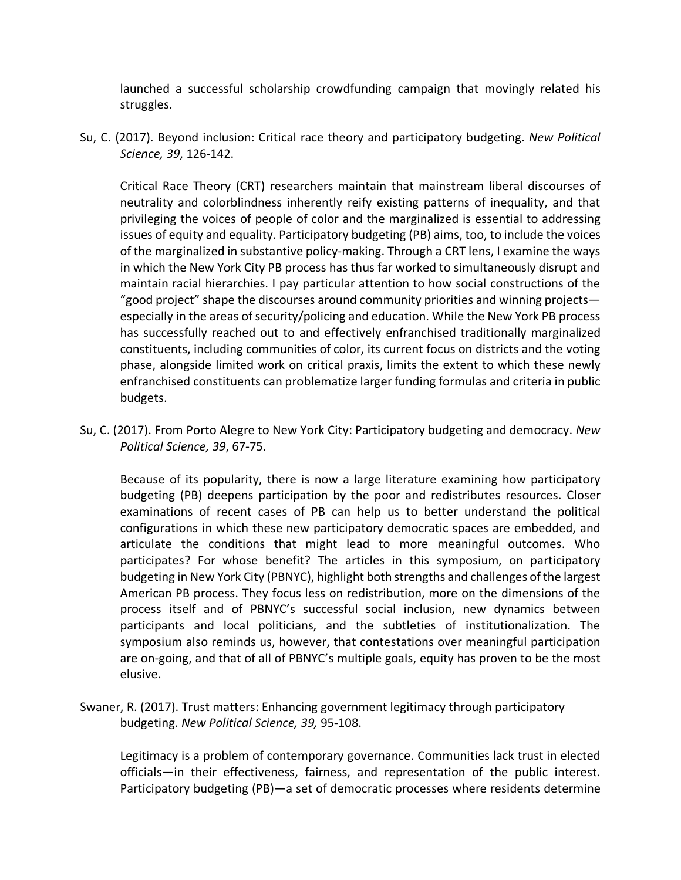launched a successful scholarship crowdfunding campaign that movingly related his struggles.

Su, C. (2017). Beyond inclusion: Critical race theory and participatory budgeting. *New Political Science, 39*, 126-142.

Critical Race Theory (CRT) researchers maintain that mainstream liberal discourses of neutrality and colorblindness inherently reify existing patterns of inequality, and that privileging the voices of people of color and the marginalized is essential to addressing issues of equity and equality. Participatory budgeting (PB) aims, too, to include the voices of the marginalized in substantive policy-making. Through a CRT lens, I examine the ways in which the New York City PB process has thus far worked to simultaneously disrupt and maintain racial hierarchies. I pay particular attention to how social constructions of the "good project" shape the discourses around community priorities and winning projects—especially in the areas of security/policing and education. While the New York PB process has successfully reached out to and effectively enfranchised traditionally marginalized constituents, including communities of color, its current focus on districts and the voting phase, alongside limited work on critical praxis, limits the extent to which these newly enfranchised constituents can problematize larger funding formulas and criteria in public budgets.

Su, C. (2017). From Porto Alegre to New York City: Participatory budgeting and democracy. *New Political Science, 39*, 67-75.

Because of its popularity, there is now a large literature examining how participatory budgeting (PB) deepens participation by the poor and redistributes resources. Closer examinations of recent cases of PB can help us to better understand the political configurations in which these new participatory democratic spaces are embedded, and articulate the conditions that might lead to more meaningful outcomes. Who participates? For whose benefit? The articles in this symposium, on participatory budgeting in New York City (PBNYC), highlight both strengths and challenges of the largest American PB process. They focus less on redistribution, more on the dimensions of the process itself and of PBNYC's successful social inclusion, new dynamics between participants and local politicians, and the subtleties of institutionalization. The symposium also reminds us, however, that contestations over meaningful participation are on-going, and that of all of PBNYC's multiple goals, equity has proven to be the most elusive.

Swaner, R. (2017). Trust matters: Enhancing government legitimacy through participatory budgeting. *New Political Science, 39,* 95-108.

Legitimacy is a problem of contemporary governance. Communities lack trust in elected officials—in their effectiveness, fairness, and representation of the public interest. Participatory budgeting (PB)—a set of democratic processes where residents determine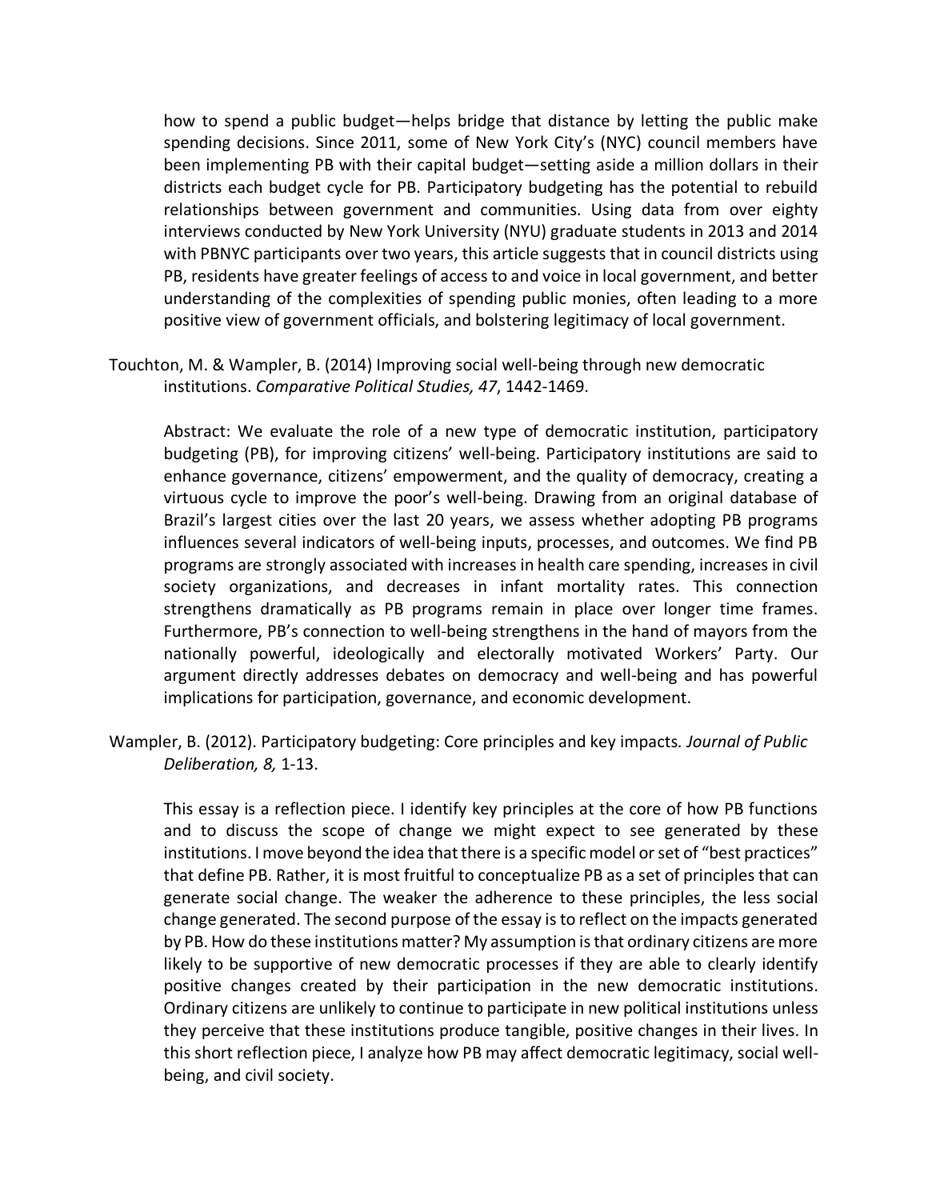how to spend a public budget—helps bridge that distance by letting the public make spending decisions. Since 2011, some of New York City's (NYC) council members have been implementing PB with their capital budget—setting aside a million dollars in their districts each budget cycle for PB. Participatory budgeting has the potential to rebuild relationships between government and communities. Using data from over eighty interviews conducted by New York University (NYU) graduate students in 2013 and 2014 with PBNYC participants over two years, this article suggests that in council districts using PB, residents have greater feelings of access to and voice in local government, and better understanding of the complexities of spending public monies, often leading to a more positive view of government officials, and bolstering legitimacy of local government.

Touchton, M. & Wampler, B. (2014) Improving social well-being through new democratic institutions. *Comparative Political Studies, 47*, 1442-1469.

Abstract: We evaluate the role of a new type of democratic institution, participatory budgeting (PB), for improving citizens' well-being. Participatory institutions are said to enhance governance, citizens' empowerment, and the quality of democracy, creating a virtuous cycle to improve the poor's well-being. Drawing from an original database of Brazil's largest cities over the last 20 years, we assess whether adopting PB programs influences several indicators of well-being inputs, processes, and outcomes. We find PB programs are strongly associated with increases in health care spending, increases in civil society organizations, and decreases in infant mortality rates. This connection strengthens dramatically as PB programs remain in place over longer time frames. Furthermore, PB's connection to well-being strengthens in the hand of mayors from the nationally powerful, ideologically and electorally motivated Workers' Party. Our argument directly addresses debates on democracy and well-being and has powerful implications for participation, governance, and economic development.

Wampler, B. (2012). Participatory budgeting: Core principles and key impacts*. Journal of Public Deliberation, 8,* 1-13.

This essay is a reflection piece. I identify key principles at the core of how PB functions and to discuss the scope of change we might expect to see generated by these institutions. I move beyond the idea that there is a specific model or set of "best practices" that define PB. Rather, it is most fruitful to conceptualize PB as a set of principles that can generate social change. The weaker the adherence to these principles, the less social change generated. The second purpose of the essay is to reflect on the impacts generated by PB. How do these institutions matter? My assumption is that ordinary citizens are more likely to be supportive of new democratic processes if they are able to clearly identify positive changes created by their participation in the new democratic institutions. Ordinary citizens are unlikely to continue to participate in new political institutions unless they perceive that these institutions produce tangible, positive changes in their lives. In this short reflection piece, I analyze how PB may affect democratic legitimacy, social well-being, and civil society.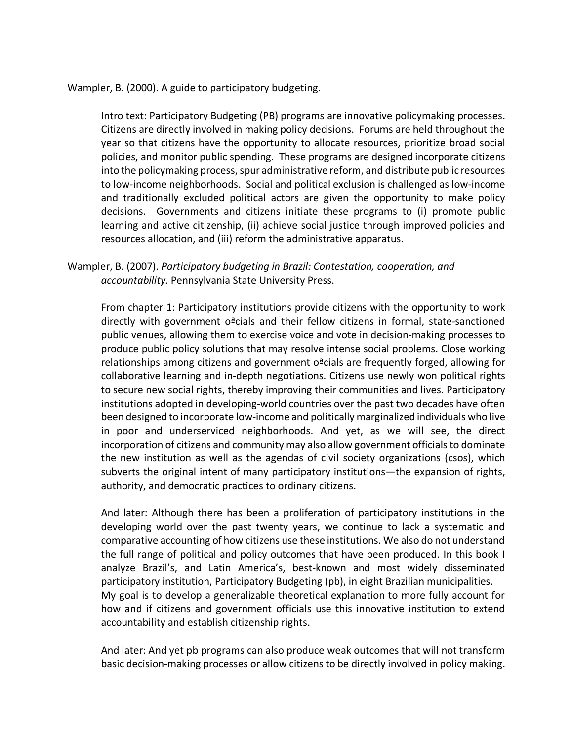Wampler, B. (2000). A guide to participatory budgeting.

> Intro text: Participatory Budgeting (PB) programs are innovative policymaking processes. Citizens are directly involved in making policy decisions. Forums are held throughout the year so that citizens have the opportunity to allocate resources, prioritize broad social policies, and monitor public spending. These programs are designed incorporate citizens into the policymaking process, spur administrative reform, and distribute public resources to low-income neighborhoods. Social and political exclusion is challenged as low-income and traditionally excluded political actors are given the opportunity to make policy decisions. Governments and citizens initiate these programs to (i) promote public learning and active citizenship, (ii) achieve social justice through improved policies and resources allocation, and (iii) reform the administrative apparatus.

Wampler, B. (2007). *Participatory budgeting in Brazil: Contestation, cooperation, and accountability.* Pennsylvania State University Press.

> From chapter 1: Participatory institutions provide citizens with the opportunity to work directly with government oªcials and their fellow citizens in formal, state-sanctioned public venues, allowing them to exercise voice and vote in decision-making processes to produce public policy solutions that may resolve intense social problems. Close working relationships among citizens and government oªcials are frequently forged, allowing for collaborative learning and in-depth negotiations. Citizens use newly won political rights to secure new social rights, thereby improving their communities and lives. Participatory institutions adopted in developing-world countries over the past two decades have often been designed to incorporate low-income and politically marginalized individuals who live in poor and underserviced neighborhoods. And yet, as we will see, the direct incorporation of citizens and community may also allow government officials to dominate the new institution as well as the agendas of civil society organizations (csos), which subverts the original intent of many participatory institutions—the expansion of rights, authority, and democratic practices to ordinary citizens.
>
> And later: Although there has been a proliferation of participatory institutions in the developing world over the past twenty years, we continue to lack a systematic and comparative accounting of how citizens use these institutions. We also do not understand the full range of political and policy outcomes that have been produced. In this book I analyze Brazil's, and Latin America's, best-known and most widely disseminated participatory institution, Participatory Budgeting (pb), in eight Brazilian municipalities.
> My goal is to develop a generalizable theoretical explanation to more fully account for how and if citizens and government officials use this innovative institution to extend accountability and establish citizenship rights.
>
> And later: And yet pb programs can also produce weak outcomes that will not transform basic decision-making processes or allow citizens to be directly involved in policy making.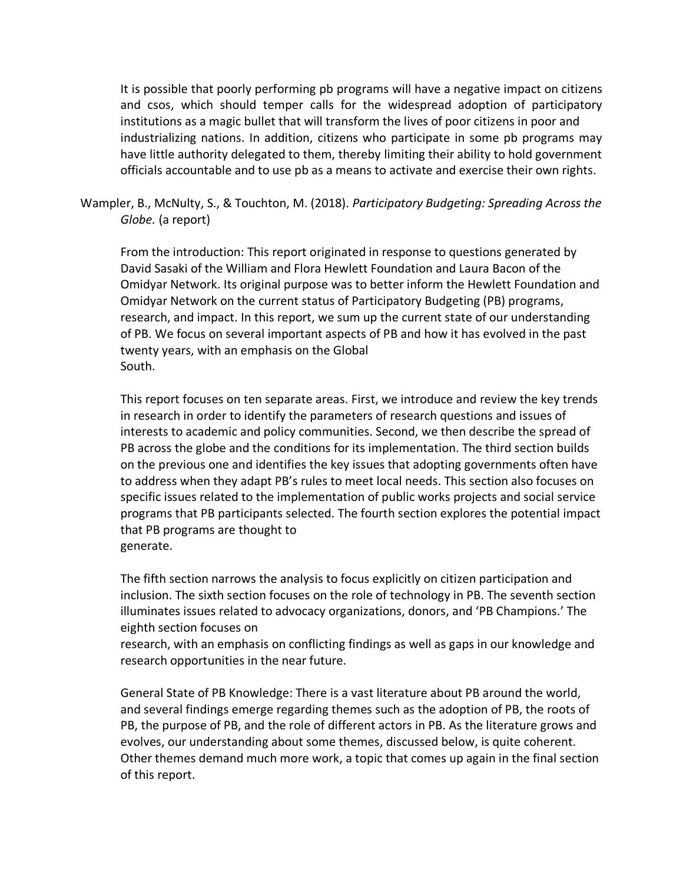It is possible that poorly performing pb programs will have a negative impact on citizens and csos, which should temper calls for the widespread adoption of participatory institutions as a magic bullet that will transform the lives of poor citizens in poor and industrializing nations. In addition, citizens who participate in some pb programs may have little authority delegated to them, thereby limiting their ability to hold government officials accountable and to use pb as a means to activate and exercise their own rights.

Wampler, B., McNulty, S., & Touchton, M. (2018). *Participatory Budgeting: Spreading Across the Globe.* (a report)

From the introduction: This report originated in response to questions generated by David Sasaki of the William and Flora Hewlett Foundation and Laura Bacon of the Omidyar Network. Its original purpose was to better inform the Hewlett Foundation and Omidyar Network on the current status of Participatory Budgeting (PB) programs, research, and impact. In this report, we sum up the current state of our understanding of PB. We focus on several important aspects of PB and how it has evolved in the past twenty years, with an emphasis on the Global South.

This report focuses on ten separate areas. First, we introduce and review the key trends in research in order to identify the parameters of research questions and issues of interests to academic and policy communities. Second, we then describe the spread of PB across the globe and the conditions for its implementation. The third section builds on the previous one and identifies the key issues that adopting governments often have to address when they adapt PB's rules to meet local needs. This section also focuses on specific issues related to the implementation of public works projects and social service programs that PB participants selected. The fourth section explores the potential impact that PB programs are thought to generate.

The fifth section narrows the analysis to focus explicitly on citizen participation and inclusion. The sixth section focuses on the role of technology in PB. The seventh section illuminates issues related to advocacy organizations, donors, and 'PB Champions.' The eighth section focuses on research, with an emphasis on conflicting findings as well as gaps in our knowledge and research opportunities in the near future.

General State of PB Knowledge: There is a vast literature about PB around the world, and several findings emerge regarding themes such as the adoption of PB, the roots of PB, the purpose of PB, and the role of different actors in PB. As the literature grows and evolves, our understanding about some themes, discussed below, is quite coherent. Other themes demand much more work, a topic that comes up again in the final section of this report.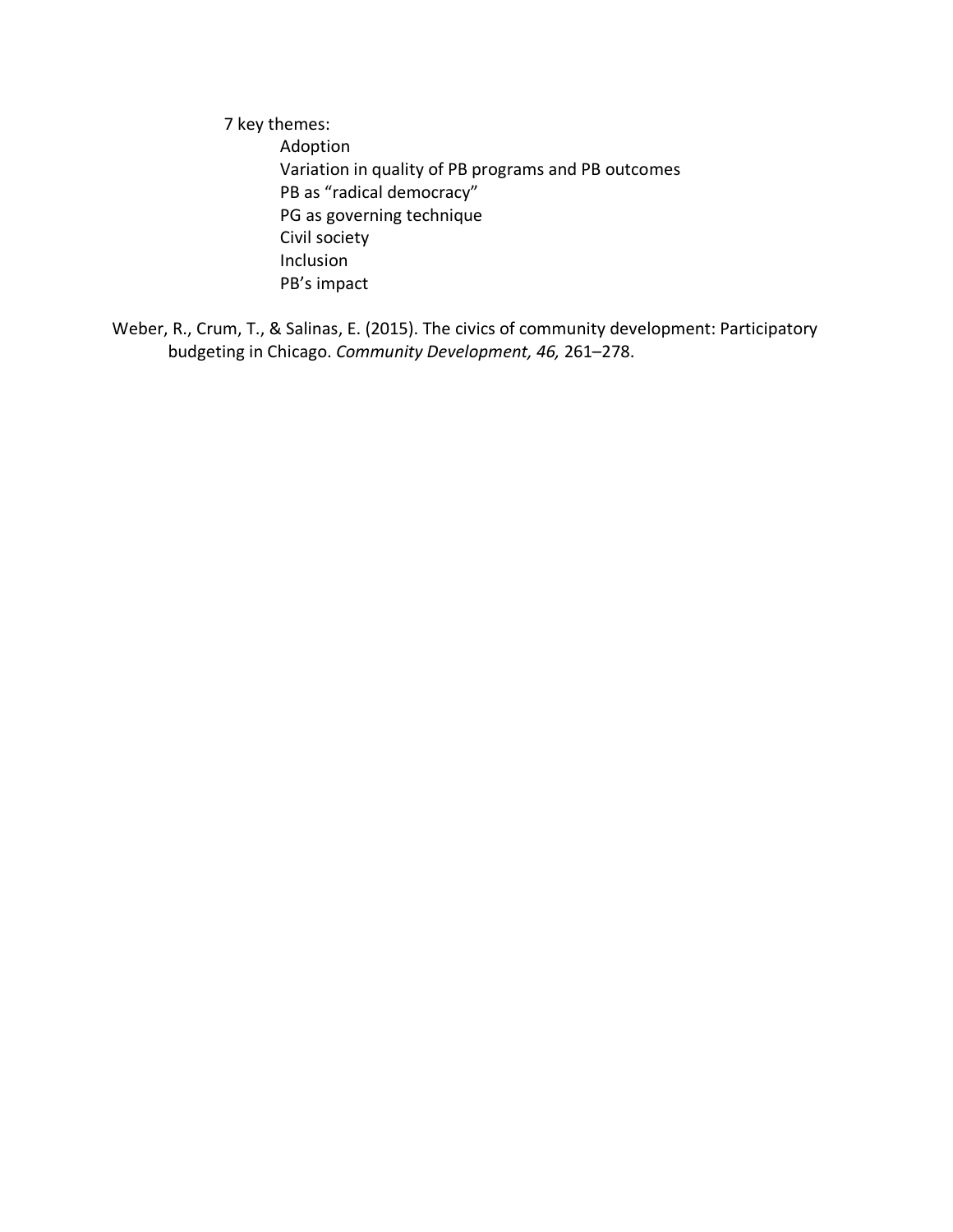7 key themes:

- Adoption
- Variation in quality of PB programs and PB outcomes
- PB as "radical democracy"
- PG as governing technique
- Civil society
- Inclusion
- PB's impact

Weber, R., Crum, T., & Salinas, E. (2015). The civics of community development: Participatory budgeting in Chicago. *Community Development, 46,* 261–278.